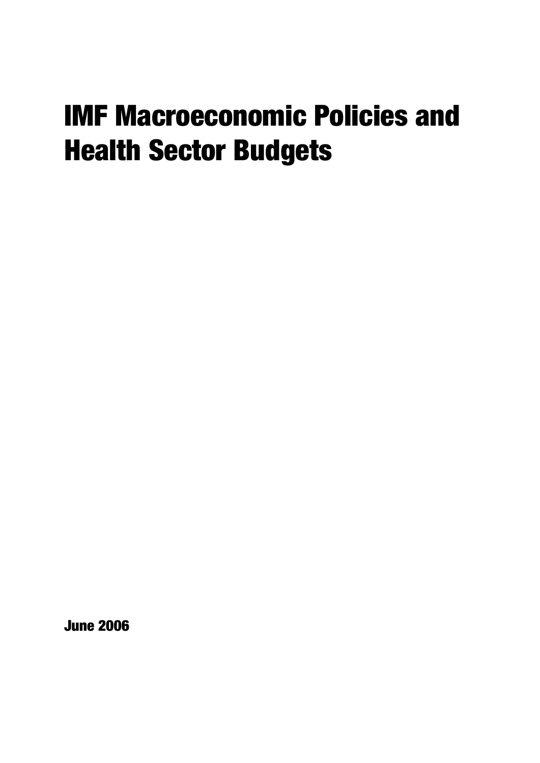# IMF Macroeconomic Policies and Health Sector Budgets

**June 2006**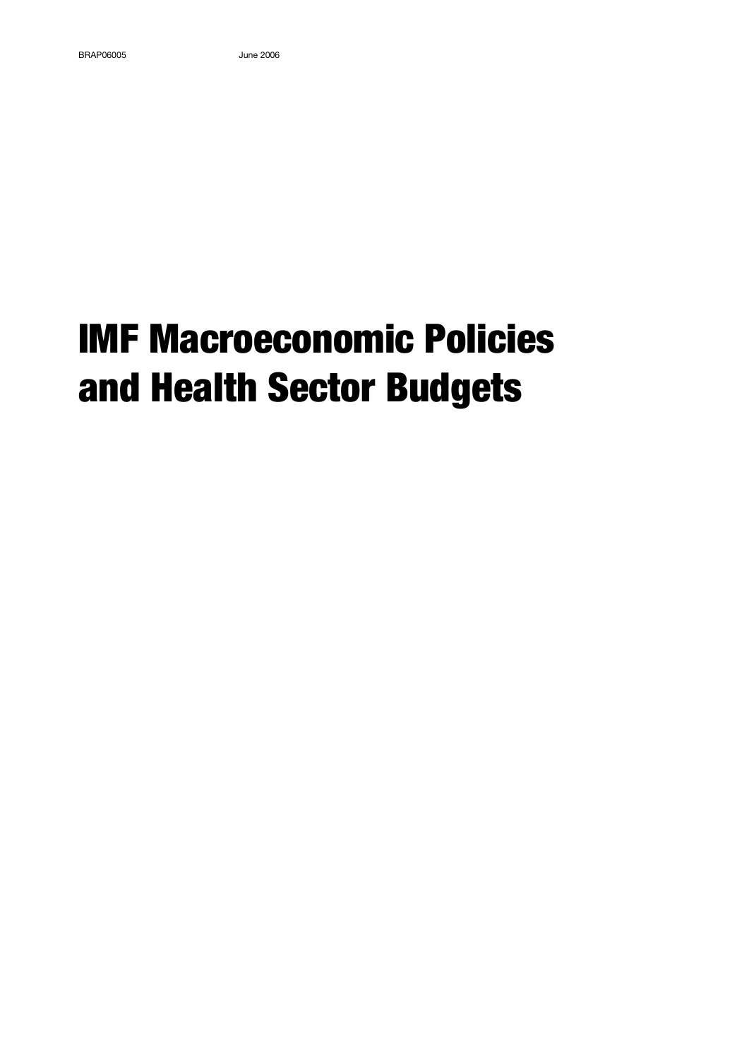BRAP06005 June 2006

# IMF Macroeconomic Policies and Health Sector Budgets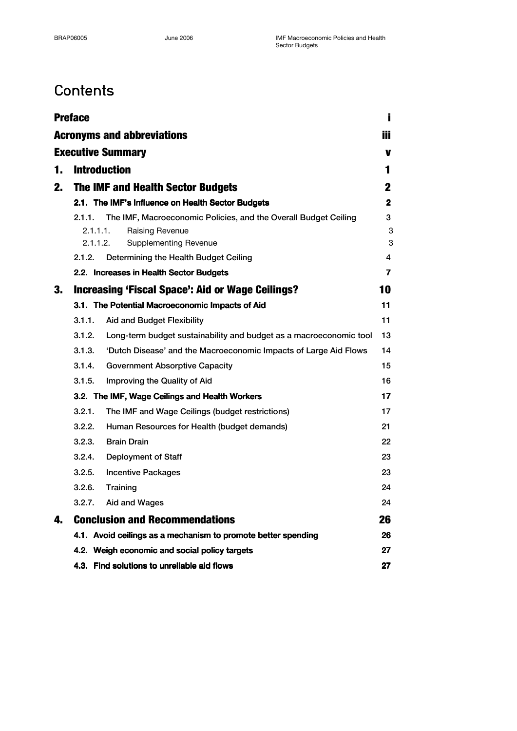# Contents

| | |
|---|---|
| **Preface** | **i** |
| **Acronyms and abbreviations** | **iii** |
| **Executive Summary** | **v** |
| **1. Introduction** | **1** |
| **2. The IMF and Health Sector Budgets** | **2** |
| **2.1. The IMF's Influence on Health Sector Budgets** | **2** |
| 2.1.1. The IMF, Macroeconomic Policies, and the Overall Budget Ceiling | 3 |
| 2.1.1.1. Raising Revenue | 3 |
| 2.1.1.2. Supplementing Revenue | 3 |
| 2.1.2. Determining the Health Budget Ceiling | 4 |
| **2.2. Increases in Health Sector Budgets** | **7** |
| **3. Increasing 'Fiscal Space': Aid or Wage Ceilings?** | **10** |
| **3.1. The Potential Macroeconomic Impacts of Aid** | **11** |
| 3.1.1. Aid and Budget Flexibility | 11 |
| 3.1.2. Long-term budget sustainability and budget as a macroeconomic tool | 13 |
| 3.1.3. 'Dutch Disease' and the Macroeconomic Impacts of Large Aid Flows | 14 |
| 3.1.4. Government Absorptive Capacity | 15 |
| 3.1.5. Improving the Quality of Aid | 16 |
| **3.2. The IMF, Wage Ceilings and Health Workers** | **17** |
| 3.2.1. The IMF and Wage Ceilings (budget restrictions) | 17 |
| 3.2.2. Human Resources for Health (budget demands) | 21 |
| 3.2.3. Brain Drain | 22 |
| 3.2.4. Deployment of Staff | 23 |
| 3.2.5. Incentive Packages | 23 |
| 3.2.6. Training | 24 |
| 3.2.7. Aid and Wages | 24 |
| **4. Conclusion and Recommendations** | **26** |
| **4.1. Avoid ceilings as a mechanism to promote better spending** | **26** |
| **4.2. Weigh economic and social policy targets** | **27** |
| **4.3. Find solutions to unreliable aid flows** | **27** |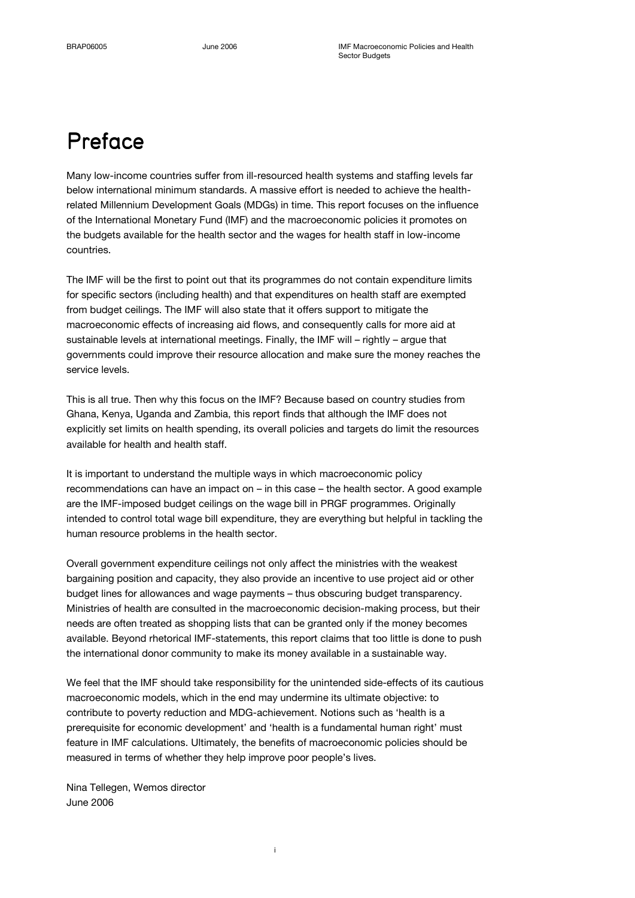# Preface

Many low-income countries suffer from ill-resourced health systems and staffing levels far below international minimum standards. A massive effort is needed to achieve the health-related Millennium Development Goals (MDGs) in time. This report focuses on the influence of the International Monetary Fund (IMF) and the macroeconomic policies it promotes on the budgets available for the health sector and the wages for health staff in low-income countries.

The IMF will be the first to point out that its programmes do not contain expenditure limits for specific sectors (including health) and that expenditures on health staff are exempted from budget ceilings. The IMF will also state that it offers support to mitigate the macroeconomic effects of increasing aid flows, and consequently calls for more aid at sustainable levels at international meetings. Finally, the IMF will – rightly – argue that governments could improve their resource allocation and make sure the money reaches the service levels.

This is all true. Then why this focus on the IMF? Because based on country studies from Ghana, Kenya, Uganda and Zambia, this report finds that although the IMF does not explicitly set limits on health spending, its overall policies and targets do limit the resources available for health and health staff.

It is important to understand the multiple ways in which macroeconomic policy recommendations can have an impact on – in this case – the health sector. A good example are the IMF-imposed budget ceilings on the wage bill in PRGF programmes. Originally intended to control total wage bill expenditure, they are everything but helpful in tackling the human resource problems in the health sector.

Overall government expenditure ceilings not only affect the ministries with the weakest bargaining position and capacity, they also provide an incentive to use project aid or other budget lines for allowances and wage payments – thus obscuring budget transparency. Ministries of health are consulted in the macroeconomic decision-making process, but their needs are often treated as shopping lists that can be granted only if the money becomes available. Beyond rhetorical IMF-statements, this report claims that too little is done to push the international donor community to make its money available in a sustainable way.

We feel that the IMF should take responsibility for the unintended side-effects of its cautious macroeconomic models, which in the end may undermine its ultimate objective: to contribute to poverty reduction and MDG-achievement. Notions such as 'health is a prerequisite for economic development' and 'health is a fundamental human right' must feature in IMF calculations. Ultimately, the benefits of macroeconomic policies should be measured in terms of whether they help improve poor people's lives.

Nina Tellegen, Wemos director
June 2006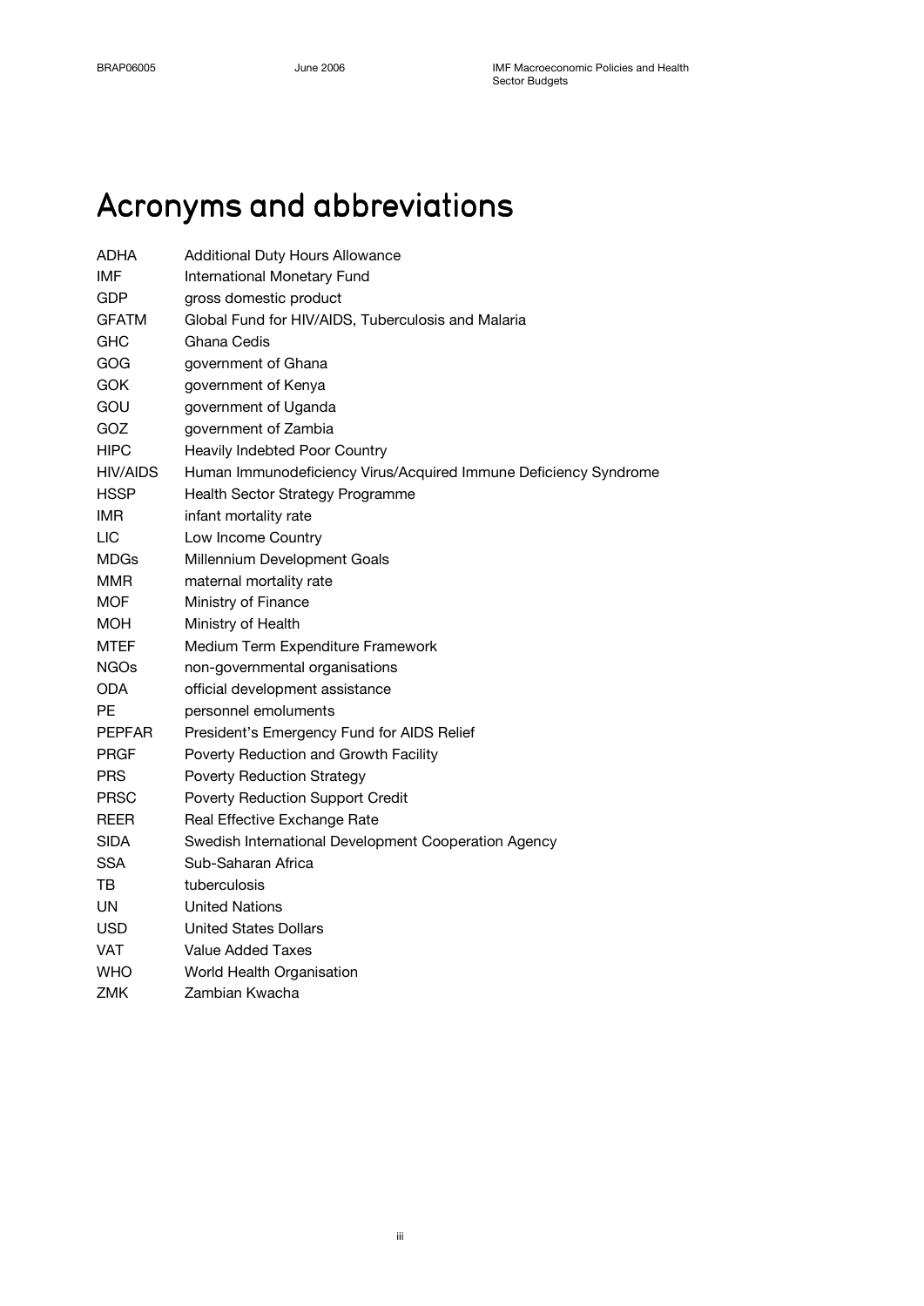# Acronyms and abbreviations

| | |
|---|---|
| ADHA | Additional Duty Hours Allowance |
| IMF | International Monetary Fund |
| GDP | gross domestic product |
| GFATM | Global Fund for HIV/AIDS, Tuberculosis and Malaria |
| GHC | Ghana Cedis |
| GOG | government of Ghana |
| GOK | government of Kenya |
| GOU | government of Uganda |
| GOZ | government of Zambia |
| HIPC | Heavily Indebted Poor Country |
| HIV/AIDS | Human Immunodeficiency Virus/Acquired Immune Deficiency Syndrome |
| HSSP | Health Sector Strategy Programme |
| IMR | infant mortality rate |
| LIC | Low Income Country |
| MDGs | Millennium Development Goals |
| MMR | maternal mortality rate |
| MOF | Ministry of Finance |
| MOH | Ministry of Health |
| MTEF | Medium Term Expenditure Framework |
| NGOs | non-governmental organisations |
| ODA | official development assistance |
| PE | personnel emoluments |
| PEPFAR | President's Emergency Fund for AIDS Relief |
| PRGF | Poverty Reduction and Growth Facility |
| PRS | Poverty Reduction Strategy |
| PRSC | Poverty Reduction Support Credit |
| REER | Real Effective Exchange Rate |
| SIDA | Swedish International Development Cooperation Agency |
| SSA | Sub-Saharan Africa |
| TB | tuberculosis |
| UN | United Nations |
| USD | United States Dollars |
| VAT | Value Added Taxes |
| WHO | World Health Organisation |
| ZMK | Zambian Kwacha |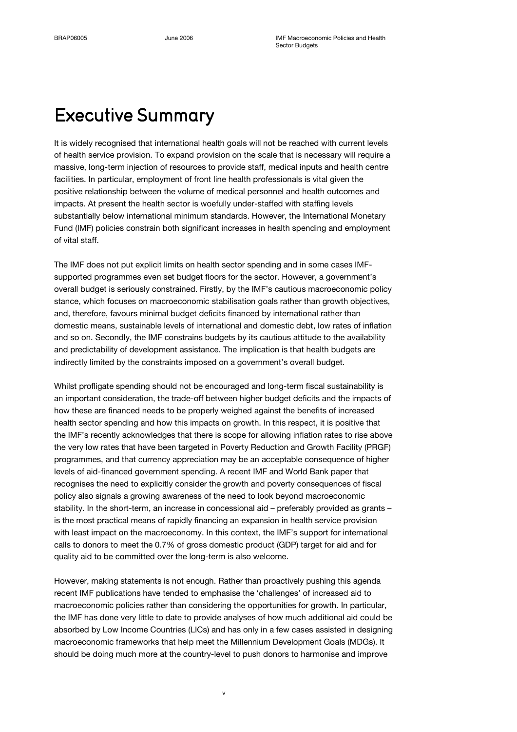# Executive Summary

It is widely recognised that international health goals will not be reached with current levels of health service provision. To expand provision on the scale that is necessary will require a massive, long-term injection of resources to provide staff, medical inputs and health centre facilities. In particular, employment of front line health professionals is vital given the positive relationship between the volume of medical personnel and health outcomes and impacts. At present the health sector is woefully under-staffed with staffing levels substantially below international minimum standards. However, the International Monetary Fund (IMF) policies constrain both significant increases in health spending and employment of vital staff.

The IMF does not put explicit limits on health sector spending and in some cases IMF-supported programmes even set budget floors for the sector. However, a government's overall budget is seriously constrained. Firstly, by the IMF's cautious macroeconomic policy stance, which focuses on macroeconomic stabilisation goals rather than growth objectives, and, therefore, favours minimal budget deficits financed by international rather than domestic means, sustainable levels of international and domestic debt, low rates of inflation and so on. Secondly, the IMF constrains budgets by its cautious attitude to the availability and predictability of development assistance. The implication is that health budgets are indirectly limited by the constraints imposed on a government's overall budget.

Whilst profligate spending should not be encouraged and long-term fiscal sustainability is an important consideration, the trade-off between higher budget deficits and the impacts of how these are financed needs to be properly weighed against the benefits of increased health sector spending and how this impacts on growth. In this respect, it is positive that the IMF's recently acknowledges that there is scope for allowing inflation rates to rise above the very low rates that have been targeted in Poverty Reduction and Growth Facility (PRGF) programmes, and that currency appreciation may be an acceptable consequence of higher levels of aid-financed government spending. A recent IMF and World Bank paper that recognises the need to explicitly consider the growth and poverty consequences of fiscal policy also signals a growing awareness of the need to look beyond macroeconomic stability. In the short-term, an increase in concessional aid – preferably provided as grants – is the most practical means of rapidly financing an expansion in health service provision with least impact on the macroeconomy. In this context, the IMF's support for international calls to donors to meet the 0.7% of gross domestic product (GDP) target for aid and for quality aid to be committed over the long-term is also welcome.

However, making statements is not enough. Rather than proactively pushing this agenda recent IMF publications have tended to emphasise the 'challenges' of increased aid to macroeconomic policies rather than considering the opportunities for growth. In particular, the IMF has done very little to date to provide analyses of how much additional aid could be absorbed by Low Income Countries (LICs) and has only in a few cases assisted in designing macroeconomic frameworks that help meet the Millennium Development Goals (MDGs). It should be doing much more at the country-level to push donors to harmonise and improve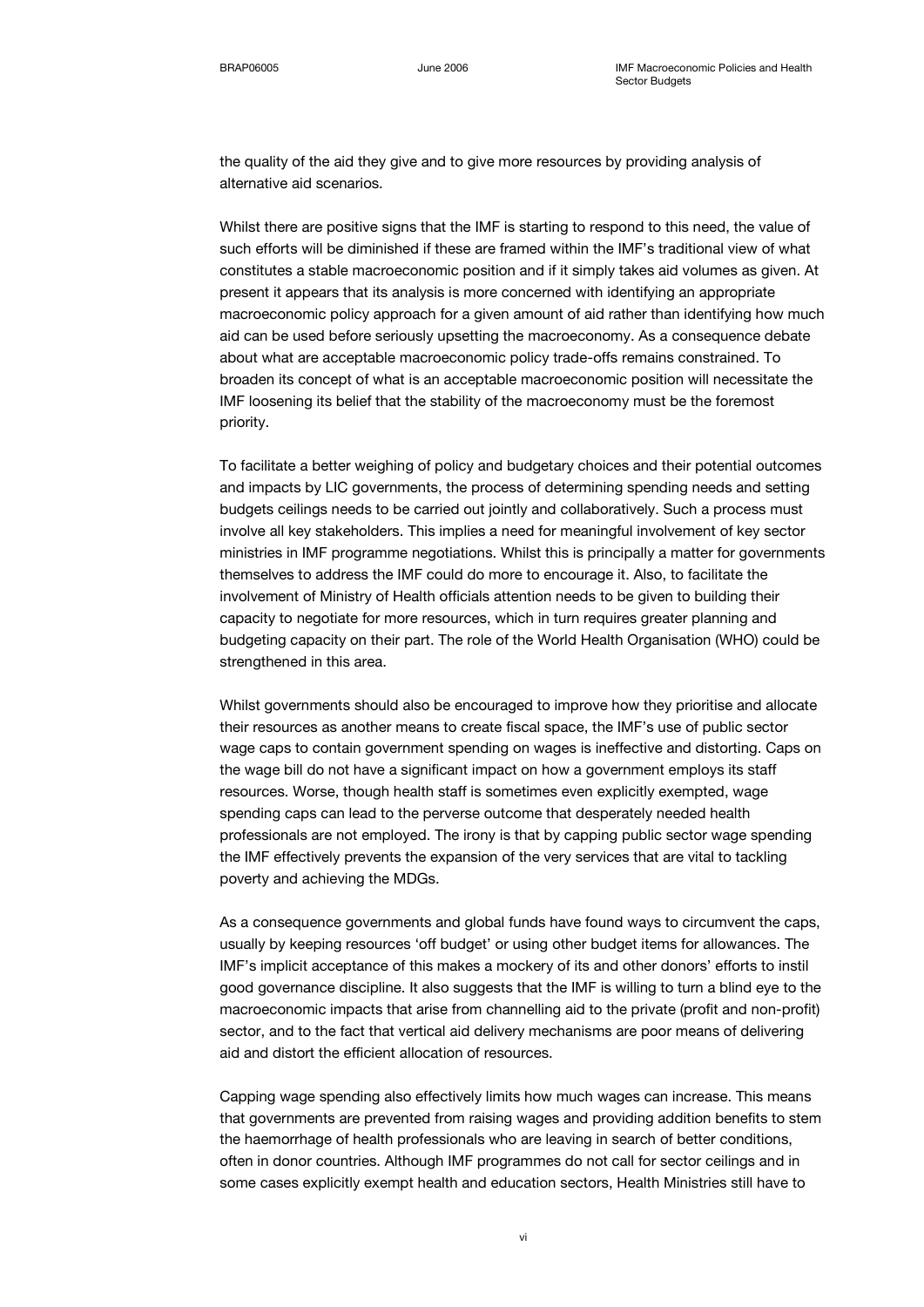the quality of the aid they give and to give more resources by providing analysis of alternative aid scenarios.

Whilst there are positive signs that the IMF is starting to respond to this need, the value of such efforts will be diminished if these are framed within the IMF's traditional view of what constitutes a stable macroeconomic position and if it simply takes aid volumes as given. At present it appears that its analysis is more concerned with identifying an appropriate macroeconomic policy approach for a given amount of aid rather than identifying how much aid can be used before seriously upsetting the macroeconomy. As a consequence debate about what are acceptable macroeconomic policy trade-offs remains constrained. To broaden its concept of what is an acceptable macroeconomic position will necessitate the IMF loosening its belief that the stability of the macroeconomy must be the foremost priority.

To facilitate a better weighing of policy and budgetary choices and their potential outcomes and impacts by LIC governments, the process of determining spending needs and setting budgets ceilings needs to be carried out jointly and collaboratively. Such a process must involve all key stakeholders. This implies a need for meaningful involvement of key sector ministries in IMF programme negotiations. Whilst this is principally a matter for governments themselves to address the IMF could do more to encourage it. Also, to facilitate the involvement of Ministry of Health officials attention needs to be given to building their capacity to negotiate for more resources, which in turn requires greater planning and budgeting capacity on their part. The role of the World Health Organisation (WHO) could be strengthened in this area.

Whilst governments should also be encouraged to improve how they prioritise and allocate their resources as another means to create fiscal space, the IMF's use of public sector wage caps to contain government spending on wages is ineffective and distorting. Caps on the wage bill do not have a significant impact on how a government employs its staff resources. Worse, though health staff is sometimes even explicitly exempted, wage spending caps can lead to the perverse outcome that desperately needed health professionals are not employed. The irony is that by capping public sector wage spending the IMF effectively prevents the expansion of the very services that are vital to tackling poverty and achieving the MDGs.

As a consequence governments and global funds have found ways to circumvent the caps, usually by keeping resources 'off budget' or using other budget items for allowances. The IMF's implicit acceptance of this makes a mockery of its and other donors' efforts to instil good governance discipline. It also suggests that the IMF is willing to turn a blind eye to the macroeconomic impacts that arise from channelling aid to the private (profit and non-profit) sector, and to the fact that vertical aid delivery mechanisms are poor means of delivering aid and distort the efficient allocation of resources.

Capping wage spending also effectively limits how much wages can increase. This means that governments are prevented from raising wages and providing addition benefits to stem the haemorrhage of health professionals who are leaving in search of better conditions, often in donor countries. Although IMF programmes do not call for sector ceilings and in some cases explicitly exempt health and education sectors, Health Ministries still have to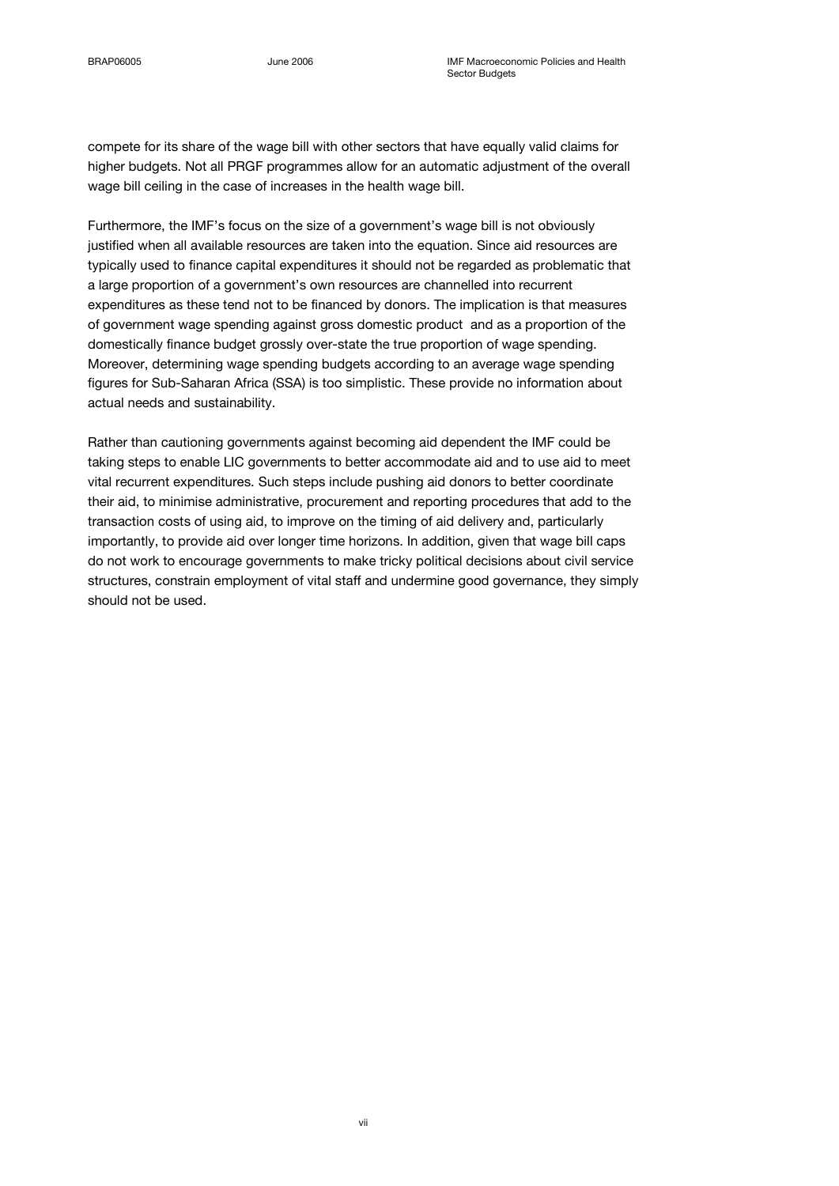compete for its share of the wage bill with other sectors that have equally valid claims for higher budgets. Not all PRGF programmes allow for an automatic adjustment of the overall wage bill ceiling in the case of increases in the health wage bill.

Furthermore, the IMF's focus on the size of a government's wage bill is not obviously justified when all available resources are taken into the equation. Since aid resources are typically used to finance capital expenditures it should not be regarded as problematic that a large proportion of a government's own resources are channelled into recurrent expenditures as these tend not to be financed by donors. The implication is that measures of government wage spending against gross domestic product and as a proportion of the domestically finance budget grossly over-state the true proportion of wage spending. Moreover, determining wage spending budgets according to an average wage spending figures for Sub-Saharan Africa (SSA) is too simplistic. These provide no information about actual needs and sustainability.

Rather than cautioning governments against becoming aid dependent the IMF could be taking steps to enable LIC governments to better accommodate aid and to use aid to meet vital recurrent expenditures. Such steps include pushing aid donors to better coordinate their aid, to minimise administrative, procurement and reporting procedures that add to the transaction costs of using aid, to improve on the timing of aid delivery and, particularly importantly, to provide aid over longer time horizons. In addition, given that wage bill caps do not work to encourage governments to make tricky political decisions about civil service structures, constrain employment of vital staff and undermine good governance, they simply should not be used.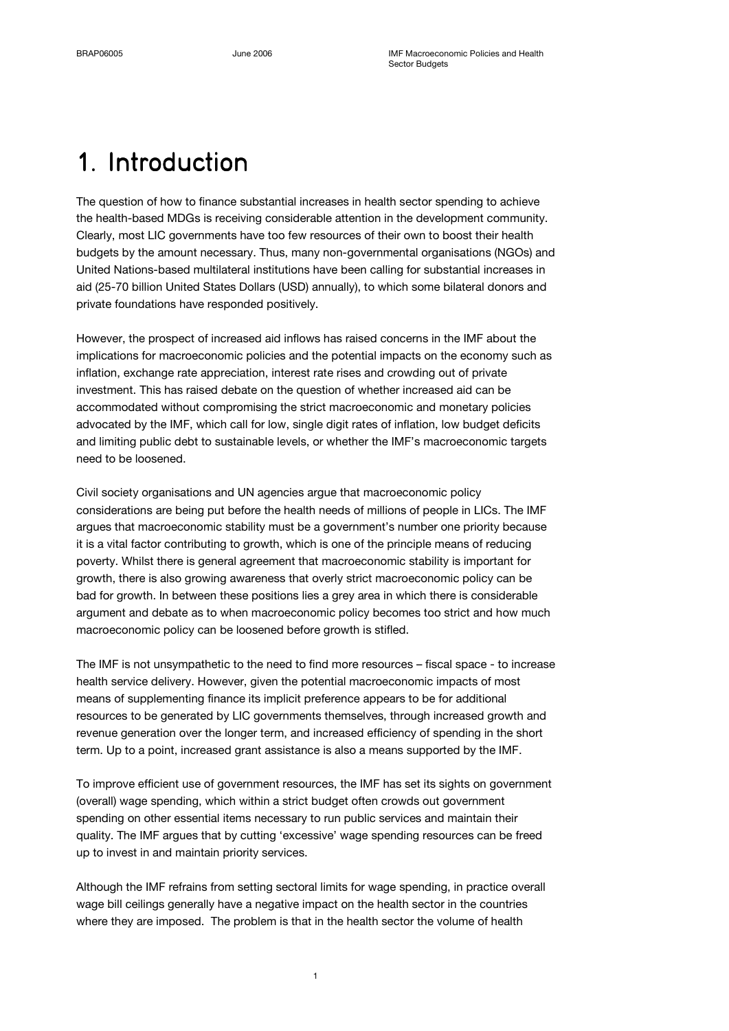# 1. Introduction

The question of how to finance substantial increases in health sector spending to achieve the health-based MDGs is receiving considerable attention in the development community. Clearly, most LIC governments have too few resources of their own to boost their health budgets by the amount necessary. Thus, many non-governmental organisations (NGOs) and United Nations-based multilateral institutions have been calling for substantial increases in aid (25-70 billion United States Dollars (USD) annually), to which some bilateral donors and private foundations have responded positively.

However, the prospect of increased aid inflows has raised concerns in the IMF about the implications for macroeconomic policies and the potential impacts on the economy such as inflation, exchange rate appreciation, interest rate rises and crowding out of private investment. This has raised debate on the question of whether increased aid can be accommodated without compromising the strict macroeconomic and monetary policies advocated by the IMF, which call for low, single digit rates of inflation, low budget deficits and limiting public debt to sustainable levels, or whether the IMF's macroeconomic targets need to be loosened.

Civil society organisations and UN agencies argue that macroeconomic policy considerations are being put before the health needs of millions of people in LICs. The IMF argues that macroeconomic stability must be a government's number one priority because it is a vital factor contributing to growth, which is one of the principle means of reducing poverty. Whilst there is general agreement that macroeconomic stability is important for growth, there is also growing awareness that overly strict macroeconomic policy can be bad for growth. In between these positions lies a grey area in which there is considerable argument and debate as to when macroeconomic policy becomes too strict and how much macroeconomic policy can be loosened before growth is stifled.

The IMF is not unsympathetic to the need to find more resources – fiscal space - to increase health service delivery. However, given the potential macroeconomic impacts of most means of supplementing finance its implicit preference appears to be for additional resources to be generated by LIC governments themselves, through increased growth and revenue generation over the longer term, and increased efficiency of spending in the short term. Up to a point, increased grant assistance is also a means supported by the IMF.

To improve efficient use of government resources, the IMF has set its sights on government (overall) wage spending, which within a strict budget often crowds out government spending on other essential items necessary to run public services and maintain their quality. The IMF argues that by cutting 'excessive' wage spending resources can be freed up to invest in and maintain priority services.

Although the IMF refrains from setting sectoral limits for wage spending, in practice overall wage bill ceilings generally have a negative impact on the health sector in the countries where they are imposed. The problem is that in the health sector the volume of health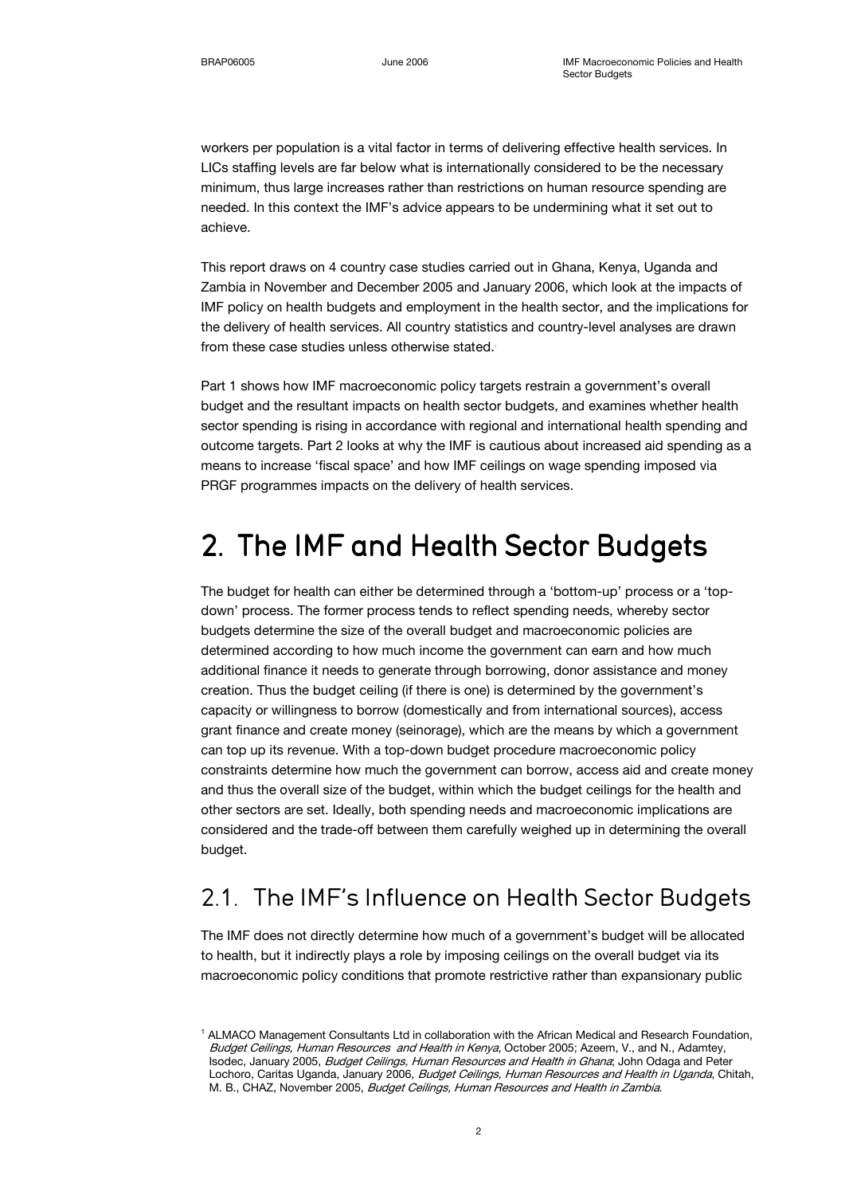workers per population is a vital factor in terms of delivering effective health services. In LICs staffing levels are far below what is internationally considered to be the necessary minimum, thus large increases rather than restrictions on human resource spending are needed. In this context the IMF's advice appears to be undermining what it set out to achieve.

This report draws on 4 country case studies carried out in Ghana, Kenya, Uganda and Zambia in November and December 2005 and January 2006, which look at the impacts of IMF policy on health budgets and employment in the health sector, and the implications for the delivery of health services. All country statistics and country-level analyses are drawn from these case studies unless otherwise stated.[1]

Part 1 shows how IMF macroeconomic policy targets restrain a government's overall budget and the resultant impacts on health sector budgets, and examines whether health sector spending is rising in accordance with regional and international health spending and outcome targets. Part 2 looks at why the IMF is cautious about increased aid spending as a means to increase 'fiscal space' and how IMF ceilings on wage spending imposed via PRGF programmes impacts on the delivery of health services.

# 2. The IMF and Health Sector Budgets

The budget for health can either be determined through a 'bottom-up' process or a 'top-down' process. The former process tends to reflect spending needs, whereby sector budgets determine the size of the overall budget and macroeconomic policies are determined according to how much income the government can earn and how much additional finance it needs to generate through borrowing, donor assistance and money creation. Thus the budget ceiling (if there is one) is determined by the government's capacity or willingness to borrow (domestically and from international sources), access grant finance and create money (seinorage), which are the means by which a government can top up its revenue. With a top-down budget procedure macroeconomic policy constraints determine how much the government can borrow, access aid and create money and thus the overall size of the budget, within which the budget ceilings for the health and other sectors are set. Ideally, both spending needs and macroeconomic implications are considered and the trade-off between them carefully weighed up in determining the overall budget.

## 2.1. The IMF's Influence on Health Sector Budgets

The IMF does not directly determine how much of a government's budget will be allocated to health, but it indirectly plays a role by imposing ceilings on the overall budget via its macroeconomic policy conditions that promote restrictive rather than expansionary public

[1] ALMACO Management Consultants Ltd in collaboration with the African Medical and Research Foundation, *Budget Ceilings, Human Resources and Health in Kenya,* October 2005; Azeem, V., and N., Adamtey, Isodec, January 2005, *Budget Ceilings, Human Resources and Health in Ghana*; John Odaga and Peter Lochoro, Caritas Uganda, January 2006, *Budget Ceilings, Human Resources and Health in Uganda*, Chitah, M. B., CHAZ, November 2005, *Budget Ceilings, Human Resources and Health in Zambia*.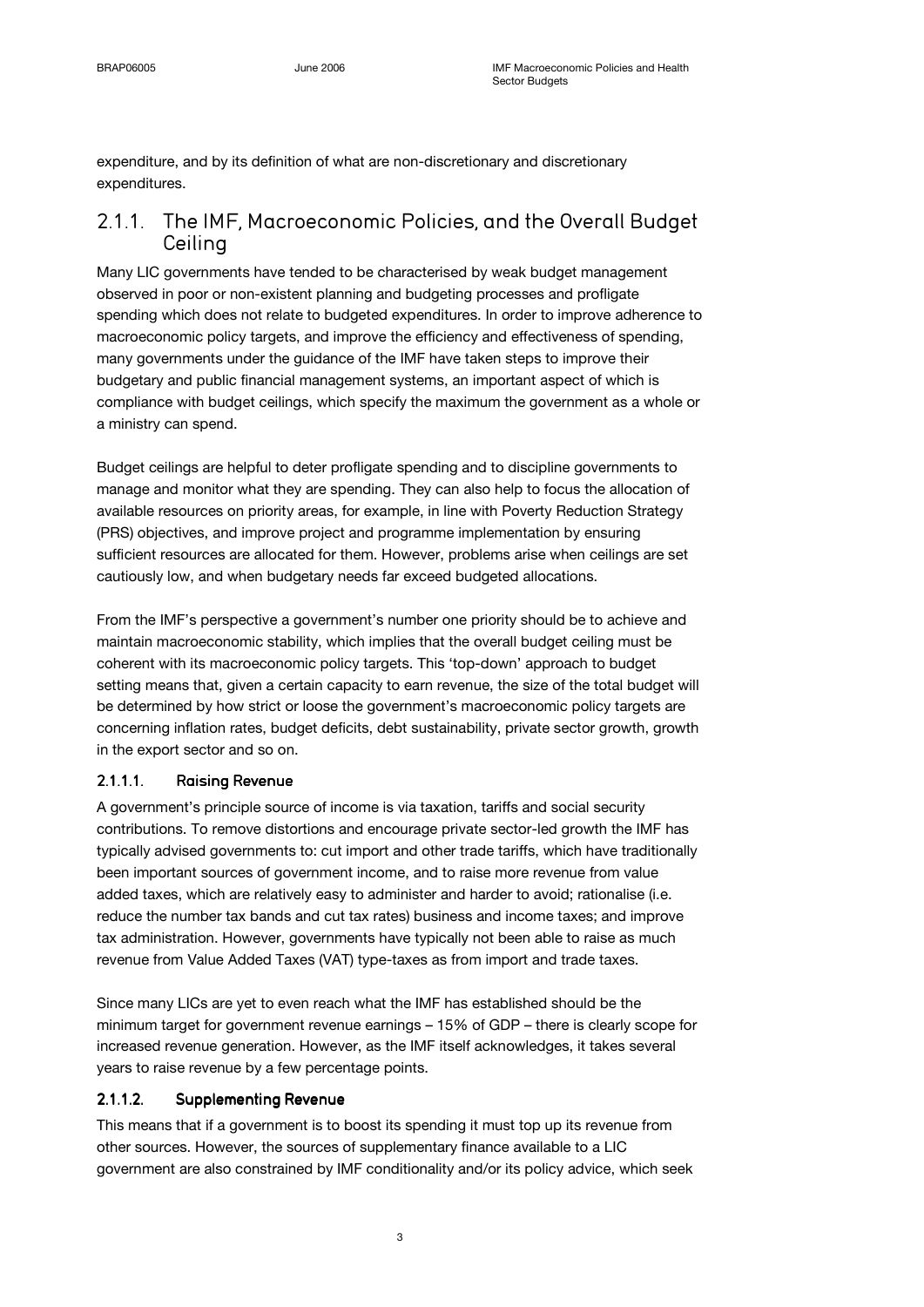expenditure, and by its definition of what are non-discretionary and discretionary expenditures.

## 2.1.1. The IMF, Macroeconomic Policies, and the Overall Budget Ceiling

Many LIC governments have tended to be characterised by weak budget management observed in poor or non-existent planning and budgeting processes and profligate spending which does not relate to budgeted expenditures. In order to improve adherence to macroeconomic policy targets, and improve the efficiency and effectiveness of spending, many governments under the guidance of the IMF have taken steps to improve their budgetary and public financial management systems, an important aspect of which is compliance with budget ceilings, which specify the maximum the government as a whole or a ministry can spend.

Budget ceilings are helpful to deter profligate spending and to discipline governments to manage and monitor what they are spending. They can also help to focus the allocation of available resources on priority areas, for example, in line with Poverty Reduction Strategy (PRS) objectives, and improve project and programme implementation by ensuring sufficient resources are allocated for them. However, problems arise when ceilings are set cautiously low, and when budgetary needs far exceed budgeted allocations.

From the IMF's perspective a government's number one priority should be to achieve and maintain macroeconomic stability, which implies that the overall budget ceiling must be coherent with its macroeconomic policy targets. This 'top-down' approach to budget setting means that, given a certain capacity to earn revenue, the size of the total budget will be determined by how strict or loose the government's macroeconomic policy targets are concerning inflation rates, budget deficits, debt sustainability, private sector growth, growth in the export sector and so on.

### 2.1.1.1. Raising Revenue

A government's principle source of income is via taxation, tariffs and social security contributions. To remove distortions and encourage private sector-led growth the IMF has typically advised governments to: cut import and other trade tariffs, which have traditionally been important sources of government income, and to raise more revenue from value added taxes, which are relatively easy to administer and harder to avoid; rationalise (i.e. reduce the number tax bands and cut tax rates) business and income taxes; and improve tax administration. However, governments have typically not been able to raise as much revenue from Value Added Taxes (VAT) type-taxes as from import and trade taxes.

Since many LICs are yet to even reach what the IMF has established should be the minimum target for government revenue earnings – 15% of GDP – there is clearly scope for increased revenue generation. However, as the IMF itself acknowledges, it takes several years to raise revenue by a few percentage points.

### 2.1.1.2. Supplementing Revenue

This means that if a government is to boost its spending it must top up its revenue from other sources. However, the sources of supplementary finance available to a LIC government are also constrained by IMF conditionality and/or its policy advice, which seek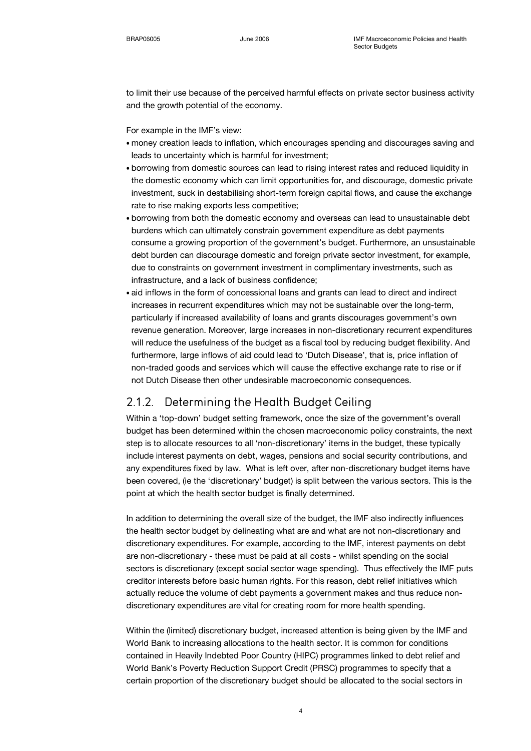to limit their use because of the perceived harmful effects on private sector business activity and the growth potential of the economy.

For example in the IMF's view:

- money creation leads to inflation, which encourages spending and discourages saving and leads to uncertainty which is harmful for investment;
- borrowing from domestic sources can lead to rising interest rates and reduced liquidity in the domestic economy which can limit opportunities for, and discourage, domestic private investment, suck in destabilising short-term foreign capital flows, and cause the exchange rate to rise making exports less competitive;
- borrowing from both the domestic economy and overseas can lead to unsustainable debt burdens which can ultimately constrain government expenditure as debt payments consume a growing proportion of the government's budget. Furthermore, an unsustainable debt burden can discourage domestic and foreign private sector investment, for example, due to constraints on government investment in complimentary investments, such as infrastructure, and a lack of business confidence;
- aid inflows in the form of concessional loans and grants can lead to direct and indirect increases in recurrent expenditures which may not be sustainable over the long-term, particularly if increased availability of loans and grants discourages government's own revenue generation. Moreover, large increases in non-discretionary recurrent expenditures will reduce the usefulness of the budget as a fiscal tool by reducing budget flexibility. And furthermore, large inflows of aid could lead to 'Dutch Disease', that is, price inflation of non-traded goods and services which will cause the effective exchange rate to rise or if not Dutch Disease then other undesirable macroeconomic consequences.

### 2.1.2. Determining the Health Budget Ceiling

Within a 'top-down' budget setting framework, once the size of the government's overall budget has been determined within the chosen macroeconomic policy constraints, the next step is to allocate resources to all 'non-discretionary' items in the budget, these typically include interest payments on debt, wages, pensions and social security contributions, and any expenditures fixed by law. What is left over, after non-discretionary budget items have been covered, (ie the 'discretionary' budget) is split between the various sectors. This is the point at which the health sector budget is finally determined.

In addition to determining the overall size of the budget, the IMF also indirectly influences the health sector budget by delineating what are and what are not non-discretionary and discretionary expenditures. For example, according to the IMF, interest payments on debt are non-discretionary - these must be paid at all costs - whilst spending on the social sectors is discretionary (except social sector wage spending). Thus effectively the IMF puts creditor interests before basic human rights. For this reason, debt relief initiatives which actually reduce the volume of debt payments a government makes and thus reduce non-discretionary expenditures are vital for creating room for more health spending.

Within the (limited) discretionary budget, increased attention is being given by the IMF and World Bank to increasing allocations to the health sector. It is common for conditions contained in Heavily Indebted Poor Country (HIPC) programmes linked to debt relief and World Bank's Poverty Reduction Support Credit (PRSC) programmes to specify that a certain proportion of the discretionary budget should be allocated to the social sectors in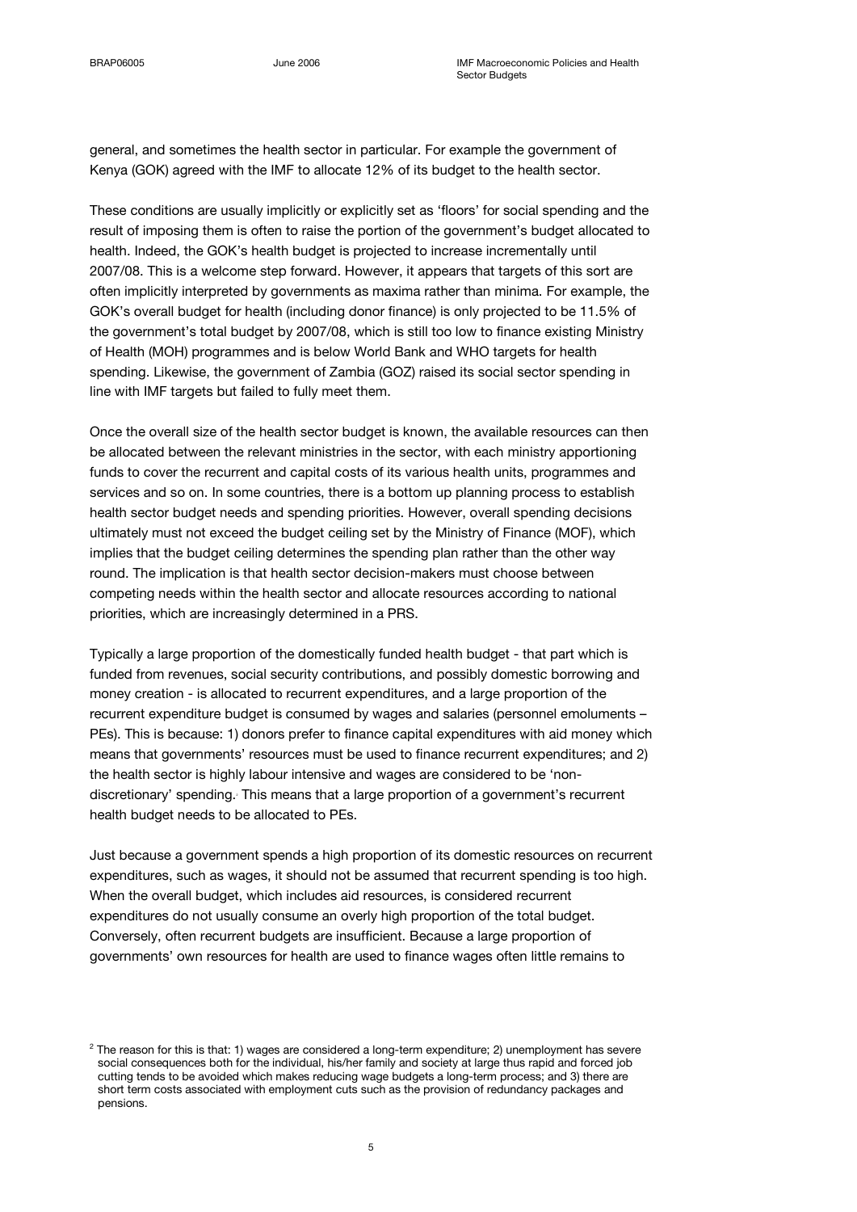general, and sometimes the health sector in particular. For example the government of Kenya (GOK) agreed with the IMF to allocate 12% of its budget to the health sector.

These conditions are usually implicitly or explicitly set as 'floors' for social spending and the result of imposing them is often to raise the portion of the government's budget allocated to health. Indeed, the GOK's health budget is projected to increase incrementally until 2007/08. This is a welcome step forward. However, it appears that targets of this sort are often implicitly interpreted by governments as maxima rather than minima. For example, the GOK's overall budget for health (including donor finance) is only projected to be 11.5% of the government's total budget by 2007/08, which is still too low to finance existing Ministry of Health (MOH) programmes and is below World Bank and WHO targets for health spending. Likewise, the government of Zambia (GOZ) raised its social sector spending in line with IMF targets but failed to fully meet them.

Once the overall size of the health sector budget is known, the available resources can then be allocated between the relevant ministries in the sector, with each ministry apportioning funds to cover the recurrent and capital costs of its various health units, programmes and services and so on. In some countries, there is a bottom up planning process to establish health sector budget needs and spending priorities. However, overall spending decisions ultimately must not exceed the budget ceiling set by the Ministry of Finance (MOF), which implies that the budget ceiling determines the spending plan rather than the other way round. The implication is that health sector decision-makers must choose between competing needs within the health sector and allocate resources according to national priorities, which are increasingly determined in a PRS.

Typically a large proportion of the domestically funded health budget - that part which is funded from revenues, social security contributions, and possibly domestic borrowing and money creation - is allocated to recurrent expenditures, and a large proportion of the recurrent expenditure budget is consumed by wages and salaries (personnel emoluments – PEs). This is because: 1) donors prefer to finance capital expenditures with aid money which means that governments' resources must be used to finance recurrent expenditures; and 2) the health sector is highly labour intensive and wages are considered to be 'non-discretionary' spending.[2] This means that a large proportion of a government's recurrent health budget needs to be allocated to PEs.

Just because a government spends a high proportion of its domestic resources on recurrent expenditures, such as wages, it should not be assumed that recurrent spending is too high. When the overall budget, which includes aid resources, is considered recurrent expenditures do not usually consume an overly high proportion of the total budget. Conversely, often recurrent budgets are insufficient. Because a large proportion of governments' own resources for health are used to finance wages often little remains to

[2] The reason for this is that: 1) wages are considered a long-term expenditure; 2) unemployment has severe social consequences both for the individual, his/her family and society at large thus rapid and forced job cutting tends to be avoided which makes reducing wage budgets a long-term process; and 3) there are short term costs associated with employment cuts such as the provision of redundancy packages and pensions.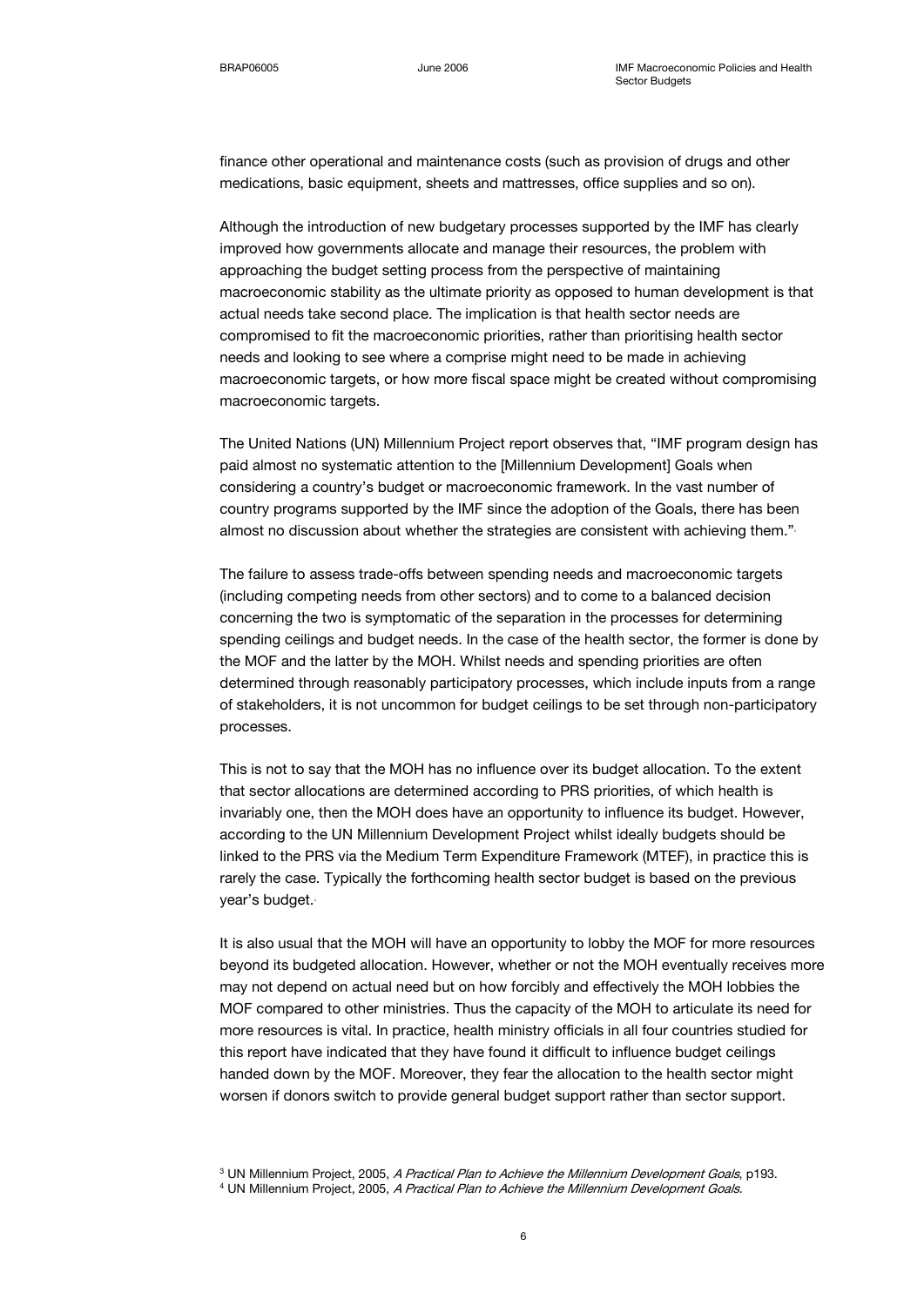finance other operational and maintenance costs (such as provision of drugs and other medications, basic equipment, sheets and mattresses, office supplies and so on).

Although the introduction of new budgetary processes supported by the IMF has clearly improved how governments allocate and manage their resources, the problem with approaching the budget setting process from the perspective of maintaining macroeconomic stability as the ultimate priority as opposed to human development is that actual needs take second place. The implication is that health sector needs are compromised to fit the macroeconomic priorities, rather than prioritising health sector needs and looking to see where a comprise might need to be made in achieving macroeconomic targets, or how more fiscal space might be created without compromising macroeconomic targets.

The United Nations (UN) Millennium Project report observes that, "IMF program design has paid almost no systematic attention to the [Millennium Development] Goals when considering a country's budget or macroeconomic framework. In the vast number of country programs supported by the IMF since the adoption of the Goals, there has been almost no discussion about whether the strategies are consistent with achieving them."[3]

The failure to assess trade-offs between spending needs and macroeconomic targets (including competing needs from other sectors) and to come to a balanced decision concerning the two is symptomatic of the separation in the processes for determining spending ceilings and budget needs. In the case of the health sector, the former is done by the MOF and the latter by the MOH. Whilst needs and spending priorities are often determined through reasonably participatory processes, which include inputs from a range of stakeholders, it is not uncommon for budget ceilings to be set through non-participatory processes.

This is not to say that the MOH has no influence over its budget allocation. To the extent that sector allocations are determined according to PRS priorities, of which health is invariably one, then the MOH does have an opportunity to influence its budget. However, according to the UN Millennium Development Project whilst ideally budgets should be linked to the PRS via the Medium Term Expenditure Framework (MTEF), in practice this is rarely the case. Typically the forthcoming health sector budget is based on the previous year's budget.[4]

It is also usual that the MOH will have an opportunity to lobby the MOF for more resources beyond its budgeted allocation. However, whether or not the MOH eventually receives more may not depend on actual need but on how forcibly and effectively the MOH lobbies the MOF compared to other ministries. Thus the capacity of the MOH to articulate its need for more resources is vital. In practice, health ministry officials in all four countries studied for this report have indicated that they have found it difficult to influence budget ceilings handed down by the MOF. Moreover, they fear the allocation to the health sector might worsen if donors switch to provide general budget support rather than sector support.

[3] UN Millennium Project, 2005, *A Practical Plan to Achieve the Millennium Development Goals*, p193.

[4] UN Millennium Project, 2005, *A Practical Plan to Achieve the Millennium Development Goals.*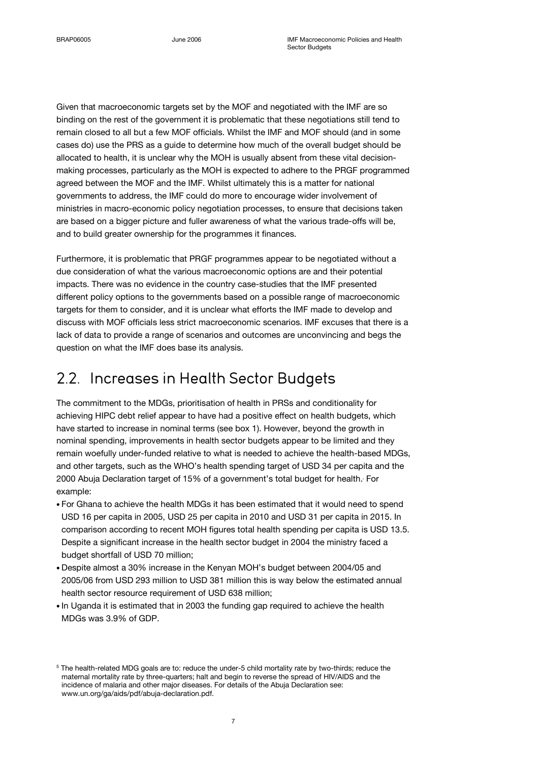Given that macroeconomic targets set by the MOF and negotiated with the IMF are so binding on the rest of the government it is problematic that these negotiations still tend to remain closed to all but a few MOF officials. Whilst the IMF and MOF should (and in some cases do) use the PRS as a guide to determine how much of the overall budget should be allocated to health, it is unclear why the MOH is usually absent from these vital decision-making processes, particularly as the MOH is expected to adhere to the PRGF programmed agreed between the MOF and the IMF. Whilst ultimately this is a matter for national governments to address, the IMF could do more to encourage wider involvement of ministries in macro-economic policy negotiation processes, to ensure that decisions taken are based on a bigger picture and fuller awareness of what the various trade-offs will be, and to build greater ownership for the programmes it finances.

Furthermore, it is problematic that PRGF programmes appear to be negotiated without a due consideration of what the various macroeconomic options are and their potential impacts. There was no evidence in the country case-studies that the IMF presented different policy options to the governments based on a possible range of macroeconomic targets for them to consider, and it is unclear what efforts the IMF made to develop and discuss with MOF officials less strict macroeconomic scenarios. IMF excuses that there is a lack of data to provide a range of scenarios and outcomes are unconvincing and begs the question on what the IMF does base its analysis.

## 2.2. Increases in Health Sector Budgets

The commitment to the MDGs, prioritisation of health in PRSs and conditionality for achieving HIPC debt relief appear to have had a positive effect on health budgets, which have started to increase in nominal terms (see box 1). However, beyond the growth in nominal spending, improvements in health sector budgets appear to be limited and they remain woefully under-funded relative to what is needed to achieve the health-based MDGs, and other targets, such as the WHO's health spending target of USD 34 per capita and the 2000 Abuja Declaration target of 15% of a government's total budget for health.[5] For example:

- For Ghana to achieve the health MDGs it has been estimated that it would need to spend USD 16 per capita in 2005, USD 25 per capita in 2010 and USD 31 per capita in 2015. In comparison according to recent MOH figures total health spending per capita is USD 13.5. Despite a significant increase in the health sector budget in 2004 the ministry faced a budget shortfall of USD 70 million;
- Despite almost a 30% increase in the Kenyan MOH's budget between 2004/05 and 2005/06 from USD 293 million to USD 381 million this is way below the estimated annual health sector resource requirement of USD 638 million;
- In Uganda it is estimated that in 2003 the funding gap required to achieve the health MDGs was 3.9% of GDP.

[5] The health-related MDG goals are to: reduce the under-5 child mortality rate by two-thirds; reduce the maternal mortality rate by three-quarters; halt and begin to reverse the spread of HIV/AIDS and the incidence of malaria and other major diseases. For details of the Abuja Declaration see: www.un.org/ga/aids/pdf/abuja-declaration.pdf.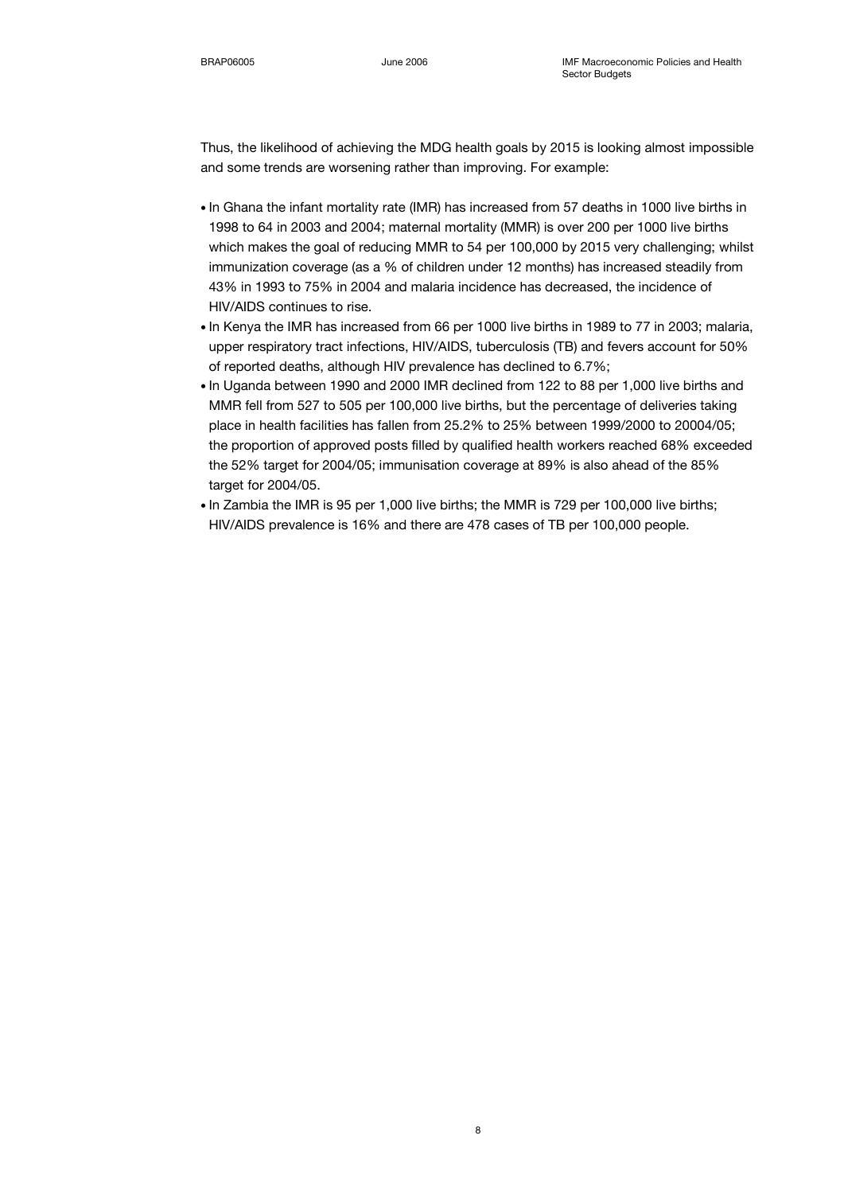Thus, the likelihood of achieving the MDG health goals by 2015 is looking almost impossible and some trends are worsening rather than improving. For example:

- In Ghana the infant mortality rate (IMR) has increased from 57 deaths in 1000 live births in 1998 to 64 in 2003 and 2004; maternal mortality (MMR) is over 200 per 1000 live births which makes the goal of reducing MMR to 54 per 100,000 by 2015 very challenging; whilst immunization coverage (as a % of children under 12 months) has increased steadily from 43% in 1993 to 75% in 2004 and malaria incidence has decreased, the incidence of HIV/AIDS continues to rise.
- In Kenya the IMR has increased from 66 per 1000 live births in 1989 to 77 in 2003; malaria, upper respiratory tract infections, HIV/AIDS, tuberculosis (TB) and fevers account for 50% of reported deaths, although HIV prevalence has declined to 6.7%;
- In Uganda between 1990 and 2000 IMR declined from 122 to 88 per 1,000 live births and MMR fell from 527 to 505 per 100,000 live births, but the percentage of deliveries taking place in health facilities has fallen from 25.2% to 25% between 1999/2000 to 20004/05; the proportion of approved posts filled by qualified health workers reached 68% exceeded the 52% target for 2004/05; immunisation coverage at 89% is also ahead of the 85% target for 2004/05.
- In Zambia the IMR is 95 per 1,000 live births; the MMR is 729 per 100,000 live births; HIV/AIDS prevalence is 16% and there are 478 cases of TB per 100,000 people.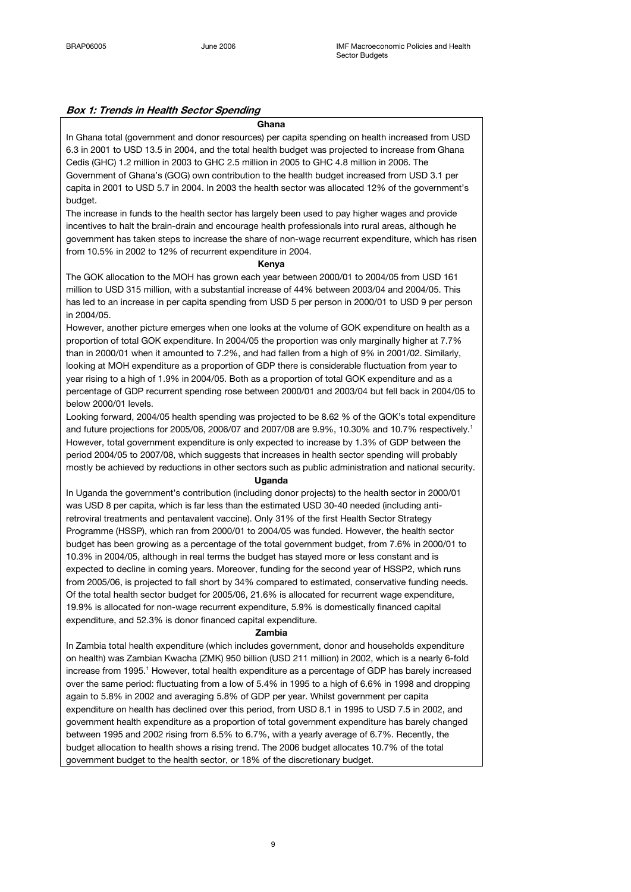***Box 1: Trends in Health Sector Spending***

**Ghana**

In Ghana total (government and donor resources) per capita spending on health increased from USD 6.3 in 2001 to USD 13.5 in 2004, and the total health budget was projected to increase from Ghana Cedis (GHC) 1.2 million in 2003 to GHC 2.5 million in 2005 to GHC 4.8 million in 2006. The Government of Ghana's (GOG) own contribution to the health budget increased from USD 3.1 per capita in 2001 to USD 5.7 in 2004. In 2003 the health sector was allocated 12% of the government's budget.

The increase in funds to the health sector has largely been used to pay higher wages and provide incentives to halt the brain-drain and encourage health professionals into rural areas, although he government has taken steps to increase the share of non-wage recurrent expenditure, which has risen from 10.5% in 2002 to 12% of recurrent expenditure in 2004.

**Kenya**

The GOK allocation to the MOH has grown each year between 2000/01 to 2004/05 from USD 161 million to USD 315 million, with a substantial increase of 44% between 2003/04 and 2004/05. This has led to an increase in per capita spending from USD 5 per person in 2000/01 to USD 9 per person in 2004/05.

However, another picture emerges when one looks at the volume of GOK expenditure on health as a proportion of total GOK expenditure. In 2004/05 the proportion was only marginally higher at 7.7% than in 2000/01 when it amounted to 7.2%, and had fallen from a high of 9% in 2001/02. Similarly, looking at MOH expenditure as a proportion of GDP there is considerable fluctuation from year to year rising to a high of 1.9% in 2004/05. Both as a proportion of total GOK expenditure and as a percentage of GDP recurrent spending rose between 2000/01 and 2003/04 but fell back in 2004/05 to below 2000/01 levels.

Looking forward, 2004/05 health spending was projected to be 8.62 % of the GOK's total expenditure and future projections for 2005/06, 2006/07 and 2007/08 are 9.9%, 10.30% and 10.7% respectively.[1] However, total government expenditure is only expected to increase by 1.3% of GDP between the period 2004/05 to 2007/08, which suggests that increases in health sector spending will probably mostly be achieved by reductions in other sectors such as public administration and national security.

**Uganda**

In Uganda the government's contribution (including donor projects) to the health sector in 2000/01 was USD 8 per capita, which is far less than the estimated USD 30-40 needed (including anti-retroviral treatments and pentavalent vaccine). Only 31% of the first Health Sector Strategy Programme (HSSP), which ran from 2000/01 to 2004/05 was funded. However, the health sector budget has been growing as a percentage of the total government budget, from 7.6% in 2000/01 to 10.3% in 2004/05, although in real terms the budget has stayed more or less constant and is expected to decline in coming years. Moreover, funding for the second year of HSSP2, which runs from 2005/06, is projected to fall short by 34% compared to estimated, conservative funding needs. Of the total health sector budget for 2005/06, 21.6% is allocated for recurrent wage expenditure, 19.9% is allocated for non-wage recurrent expenditure, 5.9% is domestically financed capital expenditure, and 52.3% is donor financed capital expenditure.

**Zambia**

In Zambia total health expenditure (which includes government, donor and households expenditure on health) was Zambian Kwacha (ZMK) 950 billion (USD 211 million) in 2002, which is a nearly 6-fold increase from 1995.[1] However, total health expenditure as a percentage of GDP has barely increased over the same period: fluctuating from a low of 5.4% in 1995 to a high of 6.6% in 1998 and dropping again to 5.8% in 2002 and averaging 5.8% of GDP per year. Whilst government per capita expenditure on health has declined over this period, from USD 8.1 in 1995 to USD 7.5 in 2002, and government health expenditure as a proportion of total government expenditure has barely changed between 1995 and 2002 rising from 6.5% to 6.7%, with a yearly average of 6.7%. Recently, the budget allocation to health shows a rising trend. The 2006 budget allocates 10.7% of the total government budget to the health sector, or 18% of the discretionary budget.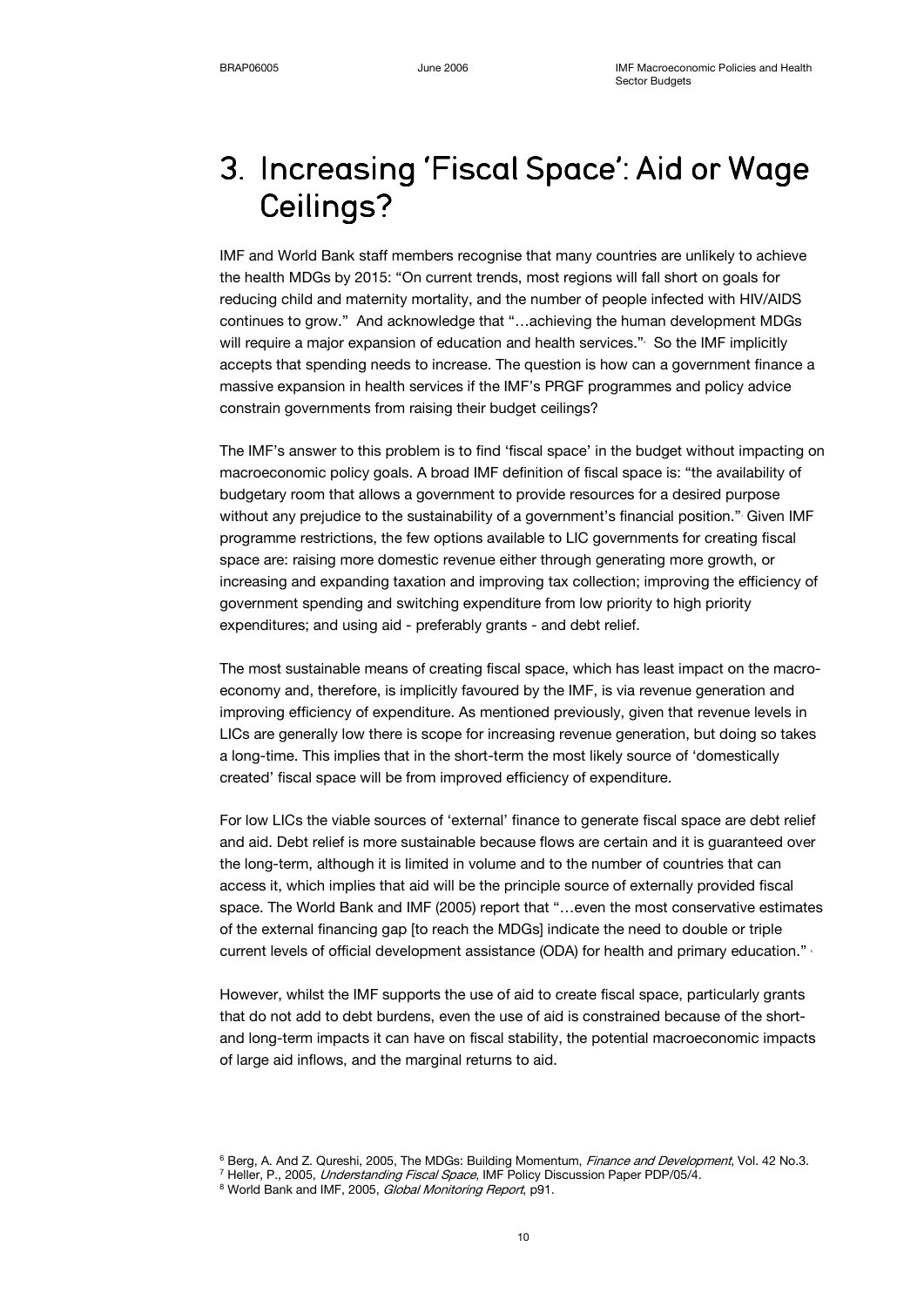# 3. Increasing 'Fiscal Space': Aid or Wage Ceilings?

IMF and World Bank staff members recognise that many countries are unlikely to achieve the health MDGs by 2015: "On current trends, most regions will fall short on goals for reducing child and maternity mortality, and the number of people infected with HIV/AIDS continues to grow." And acknowledge that "…achieving the human development MDGs will require a major expansion of education and health services."[6] So the IMF implicitly accepts that spending needs to increase. The question is how can a government finance a massive expansion in health services if the IMF's PRGF programmes and policy advice constrain governments from raising their budget ceilings?

The IMF's answer to this problem is to find 'fiscal space' in the budget without impacting on macroeconomic policy goals. A broad IMF definition of fiscal space is: "the availability of budgetary room that allows a government to provide resources for a desired purpose without any prejudice to the sustainability of a government's financial position."[7] Given IMF programme restrictions, the few options available to LIC governments for creating fiscal space are: raising more domestic revenue either through generating more growth, or increasing and expanding taxation and improving tax collection; improving the efficiency of government spending and switching expenditure from low priority to high priority expenditures; and using aid - preferably grants - and debt relief.

The most sustainable means of creating fiscal space, which has least impact on the macro-economy and, therefore, is implicitly favoured by the IMF, is via revenue generation and improving efficiency of expenditure. As mentioned previously, given that revenue levels in LICs are generally low there is scope for increasing revenue generation, but doing so takes a long-time. This implies that in the short-term the most likely source of 'domestically created' fiscal space will be from improved efficiency of expenditure.

For low LICs the viable sources of 'external' finance to generate fiscal space are debt relief and aid. Debt relief is more sustainable because flows are certain and it is guaranteed over the long-term, although it is limited in volume and to the number of countries that can access it, which implies that aid will be the principle source of externally provided fiscal space. The World Bank and IMF (2005) report that "…even the most conservative estimates of the external financing gap [to reach the MDGs] indicate the need to double or triple current levels of official development assistance (ODA) for health and primary education."[8]

However, whilst the IMF supports the use of aid to create fiscal space, particularly grants that do not add to debt burdens, even the use of aid is constrained because of the short- and long-term impacts it can have on fiscal stability, the potential macroeconomic impacts of large aid inflows, and the marginal returns to aid.

---

[6] Berg, A. And Z. Qureshi, 2005, The MDGs: Building Momentum, *Finance and Development*, Vol. 42 No.3.

[7] Heller, P., 2005, *Understanding Fiscal Space*, IMF Policy Discussion Paper PDP/05/4.

[8] World Bank and IMF, 2005, *Global Monitoring Report*, p91.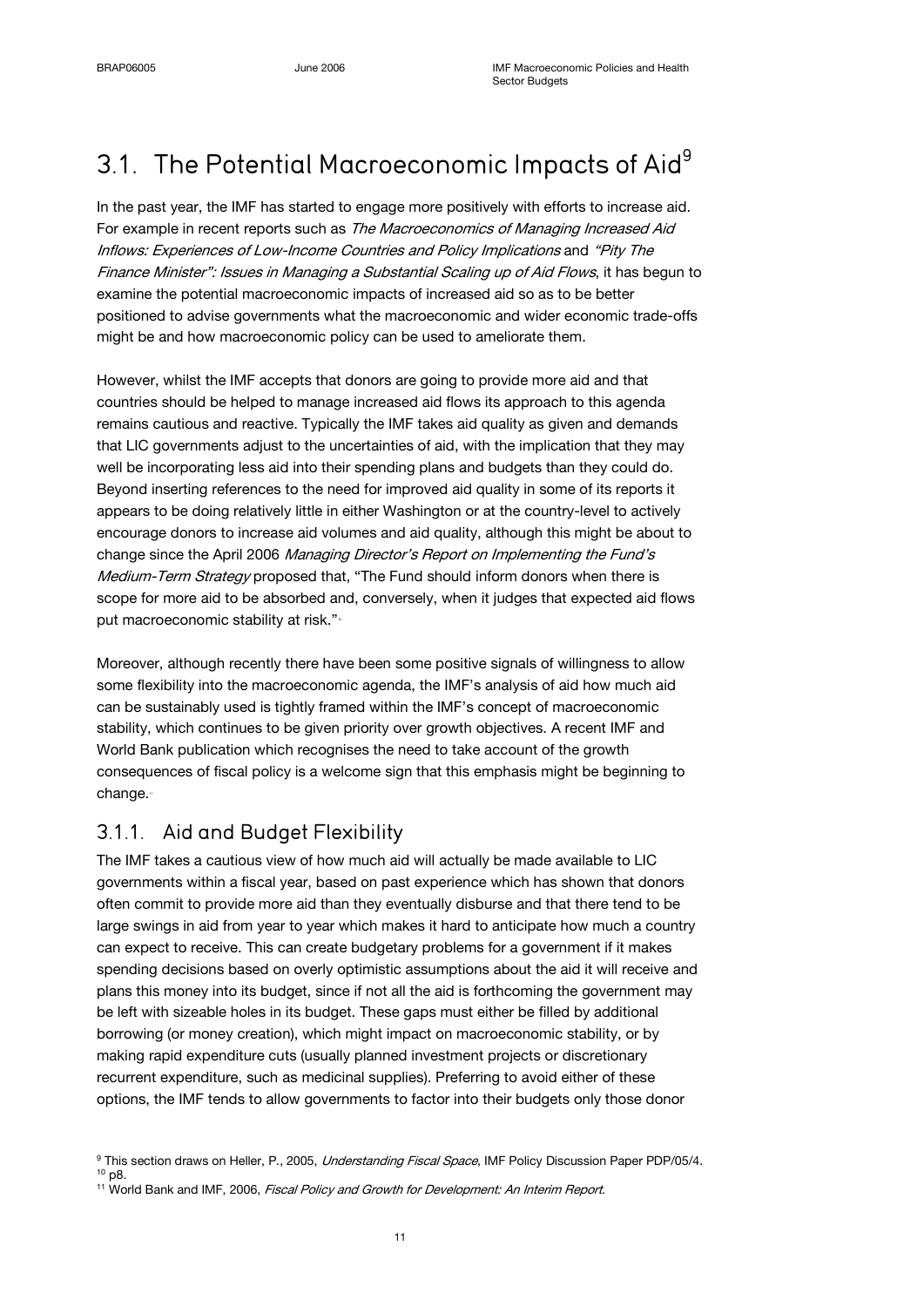## 3.1. The Potential Macroeconomic Impacts of Aid[9]

In the past year, the IMF has started to engage more positively with efforts to increase aid. For example in recent reports such as *The Macroeconomics of Managing Increased Aid Inflows: Experiences of Low-Income Countries and Policy Implications* and *"Pity The Finance Minister": Issues in Managing a Substantial Scaling up of Aid Flows*, it has begun to examine the potential macroeconomic impacts of increased aid so as to be better positioned to advise governments what the macroeconomic and wider economic trade-offs might be and how macroeconomic policy can be used to ameliorate them.

However, whilst the IMF accepts that donors are going to provide more aid and that countries should be helped to manage increased aid flows its approach to this agenda remains cautious and reactive. Typically the IMF takes aid quality as given and demands that LIC governments adjust to the uncertainties of aid, with the implication that they may well be incorporating less aid into their spending plans and budgets than they could do. Beyond inserting references to the need for improved aid quality in some of its reports it appears to be doing relatively little in either Washington or at the country-level to actively encourage donors to increase aid volumes and aid quality, although this might be about to change since the April 2006 *Managing Director's Report on Implementing the Fund's Medium-Term Strategy* proposed that, "The Fund should inform donors when there is scope for more aid to be absorbed and, conversely, when it judges that expected aid flows put macroeconomic stability at risk."[10]

Moreover, although recently there have been some positive signals of willingness to allow some flexibility into the macroeconomic agenda, the IMF's analysis of aid how much aid can be sustainably used is tightly framed within the IMF's concept of macroeconomic stability, which continues to be given priority over growth objectives. A recent IMF and World Bank publication which recognises the need to take account of the growth consequences of fiscal policy is a welcome sign that this emphasis might be beginning to change.[11]

### 3.1.1. Aid and Budget Flexibility

The IMF takes a cautious view of how much aid will actually be made available to LIC governments within a fiscal year, based on past experience which has shown that donors often commit to provide more aid than they eventually disburse and that there tend to be large swings in aid from year to year which makes it hard to anticipate how much a country can expect to receive. This can create budgetary problems for a government if it makes spending decisions based on overly optimistic assumptions about the aid it will receive and plans this money into its budget, since if not all the aid is forthcoming the government may be left with sizeable holes in its budget. These gaps must either be filled by additional borrowing (or money creation), which might impact on macroeconomic stability, or by making rapid expenditure cuts (usually planned investment projects or discretionary recurrent expenditure, such as medicinal supplies). Preferring to avoid either of these options, the IMF tends to allow governments to factor into their budgets only those donor

[9] This section draws on Heller, P., 2005, *Understanding Fiscal Space*, IMF Policy Discussion Paper PDP/05/4.
[10] p8.
[11] World Bank and IMF, 2006, *Fiscal Policy and Growth for Development: An Interim Report*.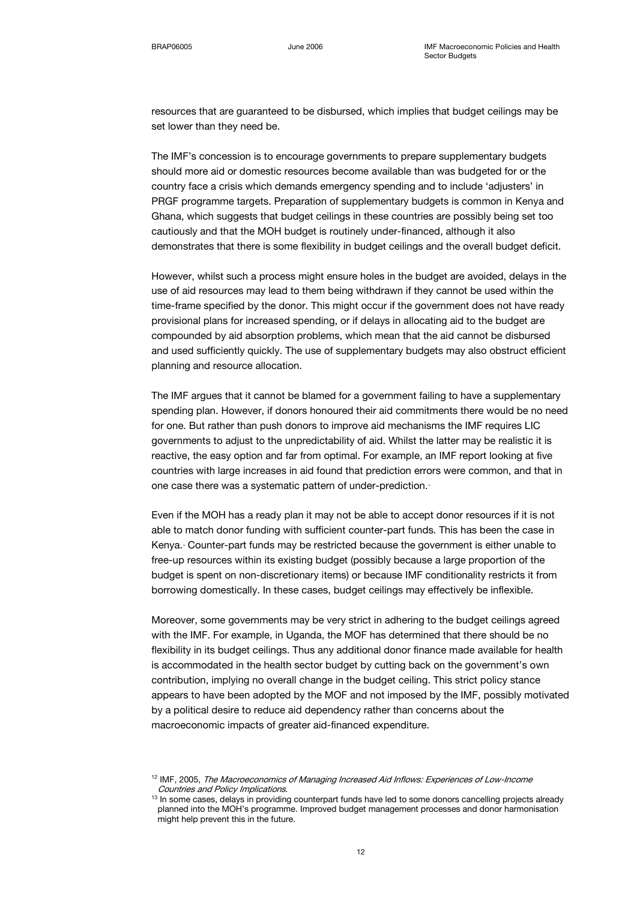resources that are guaranteed to be disbursed, which implies that budget ceilings may be set lower than they need be.

The IMF's concession is to encourage governments to prepare supplementary budgets should more aid or domestic resources become available than was budgeted for or the country face a crisis which demands emergency spending and to include 'adjusters' in PRGF programme targets. Preparation of supplementary budgets is common in Kenya and Ghana, which suggests that budget ceilings in these countries are possibly being set too cautiously and that the MOH budget is routinely under-financed, although it also demonstrates that there is some flexibility in budget ceilings and the overall budget deficit.

However, whilst such a process might ensure holes in the budget are avoided, delays in the use of aid resources may lead to them being withdrawn if they cannot be used within the time-frame specified by the donor. This might occur if the government does not have ready provisional plans for increased spending, or if delays in allocating aid to the budget are compounded by aid absorption problems, which mean that the aid cannot be disbursed and used sufficiently quickly. The use of supplementary budgets may also obstruct efficient planning and resource allocation.

The IMF argues that it cannot be blamed for a government failing to have a supplementary spending plan. However, if donors honoured their aid commitments there would be no need for one. But rather than push donors to improve aid mechanisms the IMF requires LIC governments to adjust to the unpredictability of aid. Whilst the latter may be realistic it is reactive, the easy option and far from optimal. For example, an IMF report looking at five countries with large increases in aid found that prediction errors were common, and that in one case there was a systematic pattern of under-prediction.[12]

Even if the MOH has a ready plan it may not be able to accept donor resources if it is not able to match donor funding with sufficient counter-part funds. This has been the case in Kenya.[13] Counter-part funds may be restricted because the government is either unable to free-up resources within its existing budget (possibly because a large proportion of the budget is spent on non-discretionary items) or because IMF conditionality restricts it from borrowing domestically. In these cases, budget ceilings may effectively be inflexible.

Moreover, some governments may be very strict in adhering to the budget ceilings agreed with the IMF. For example, in Uganda, the MOF has determined that there should be no flexibility in its budget ceilings. Thus any additional donor finance made available for health is accommodated in the health sector budget by cutting back on the government's own contribution, implying no overall change in the budget ceiling. This strict policy stance appears to have been adopted by the MOF and not imposed by the IMF, possibly motivated by a political desire to reduce aid dependency rather than concerns about the macroeconomic impacts of greater aid-financed expenditure.

---

[12] IMF, 2005, *The Macroeconomics of Managing Increased Aid Inflows: Experiences of Low-Income Countries and Policy Implications*.

[13] In some cases, delays in providing counterpart funds have led to some donors cancelling projects already planned into the MOH's programme. Improved budget management processes and donor harmonisation might help prevent this in the future.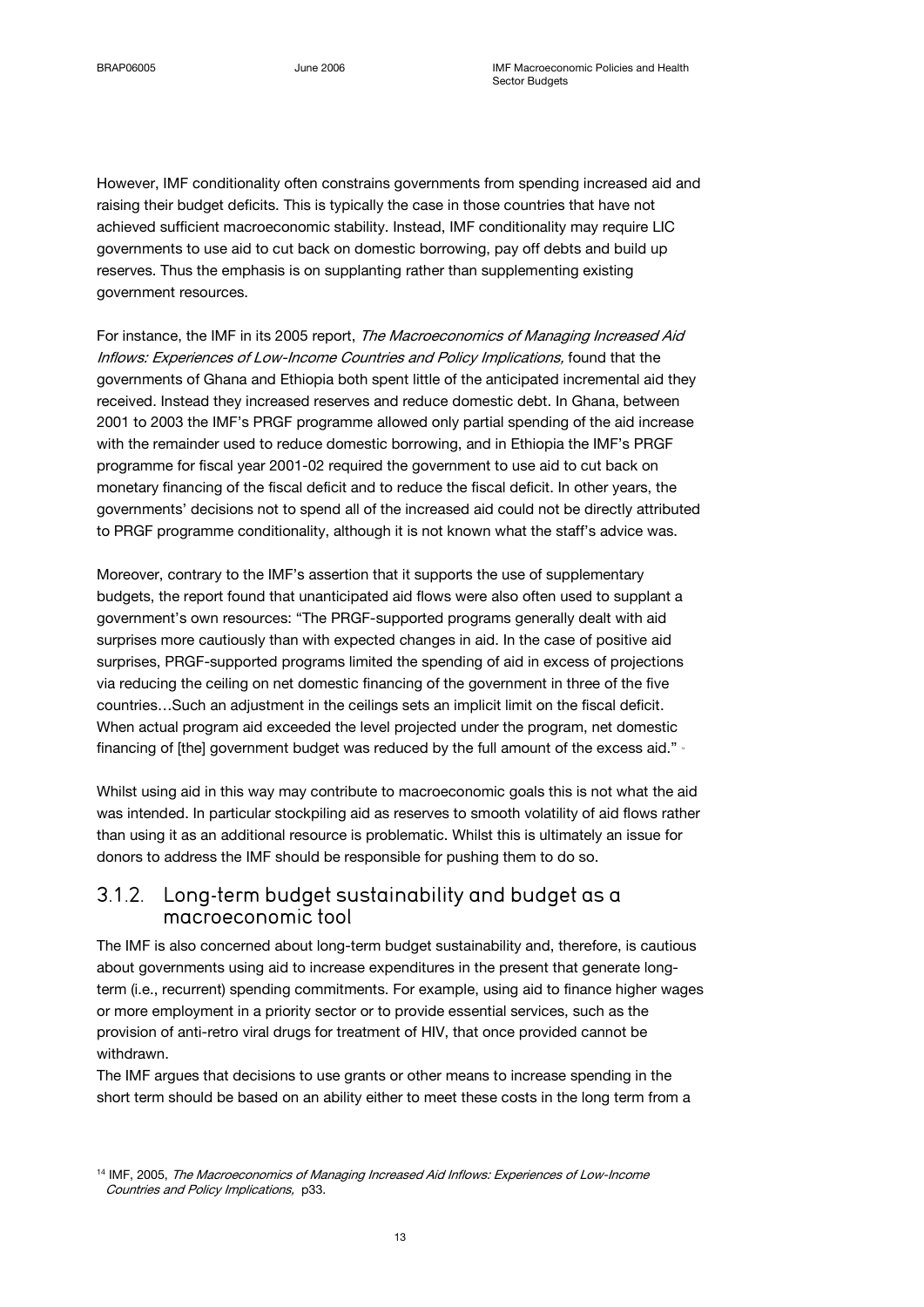However, IMF conditionality often constrains governments from spending increased aid and raising their budget deficits. This is typically the case in those countries that have not achieved sufficient macroeconomic stability. Instead, IMF conditionality may require LIC governments to use aid to cut back on domestic borrowing, pay off debts and build up reserves. Thus the emphasis is on supplanting rather than supplementing existing government resources.

For instance, the IMF in its 2005 report, *The Macroeconomics of Managing Increased Aid Inflows: Experiences of Low-Income Countries and Policy Implications,* found that the governments of Ghana and Ethiopia both spent little of the anticipated incremental aid they received. Instead they increased reserves and reduce domestic debt. In Ghana, between 2001 to 2003 the IMF's PRGF programme allowed only partial spending of the aid increase with the remainder used to reduce domestic borrowing, and in Ethiopia the IMF's PRGF programme for fiscal year 2001-02 required the government to use aid to cut back on monetary financing of the fiscal deficit and to reduce the fiscal deficit. In other years, the governments' decisions not to spend all of the increased aid could not be directly attributed to PRGF programme conditionality, although it is not known what the staff's advice was.

Moreover, contrary to the IMF's assertion that it supports the use of supplementary budgets, the report found that unanticipated aid flows were also often used to supplant a government's own resources: "The PRGF-supported programs generally dealt with aid surprises more cautiously than with expected changes in aid. In the case of positive aid surprises, PRGF-supported programs limited the spending of aid in excess of projections via reducing the ceiling on net domestic financing of the government in three of the five countries…Such an adjustment in the ceilings sets an implicit limit on the fiscal deficit. When actual program aid exceeded the level projected under the program, net domestic financing of [the] government budget was reduced by the full amount of the excess aid." [14]

Whilst using aid in this way may contribute to macroeconomic goals this is not what the aid was intended. In particular stockpiling aid as reserves to smooth volatility of aid flows rather than using it as an additional resource is problematic. Whilst this is ultimately an issue for donors to address the IMF should be responsible for pushing them to do so.

### 3.1.2. Long-term budget sustainability and budget as a macroeconomic tool

The IMF is also concerned about long-term budget sustainability and, therefore, is cautious about governments using aid to increase expenditures in the present that generate long-term (i.e., recurrent) spending commitments. For example, using aid to finance higher wages or more employment in a priority sector or to provide essential services, such as the provision of anti-retro viral drugs for treatment of HIV, that once provided cannot be withdrawn.

The IMF argues that decisions to use grants or other means to increase spending in the short term should be based on an ability either to meet these costs in the long term from a

[14] IMF, 2005, *The Macroeconomics of Managing Increased Aid Inflows: Experiences of Low-Income Countries and Policy Implications,* p33.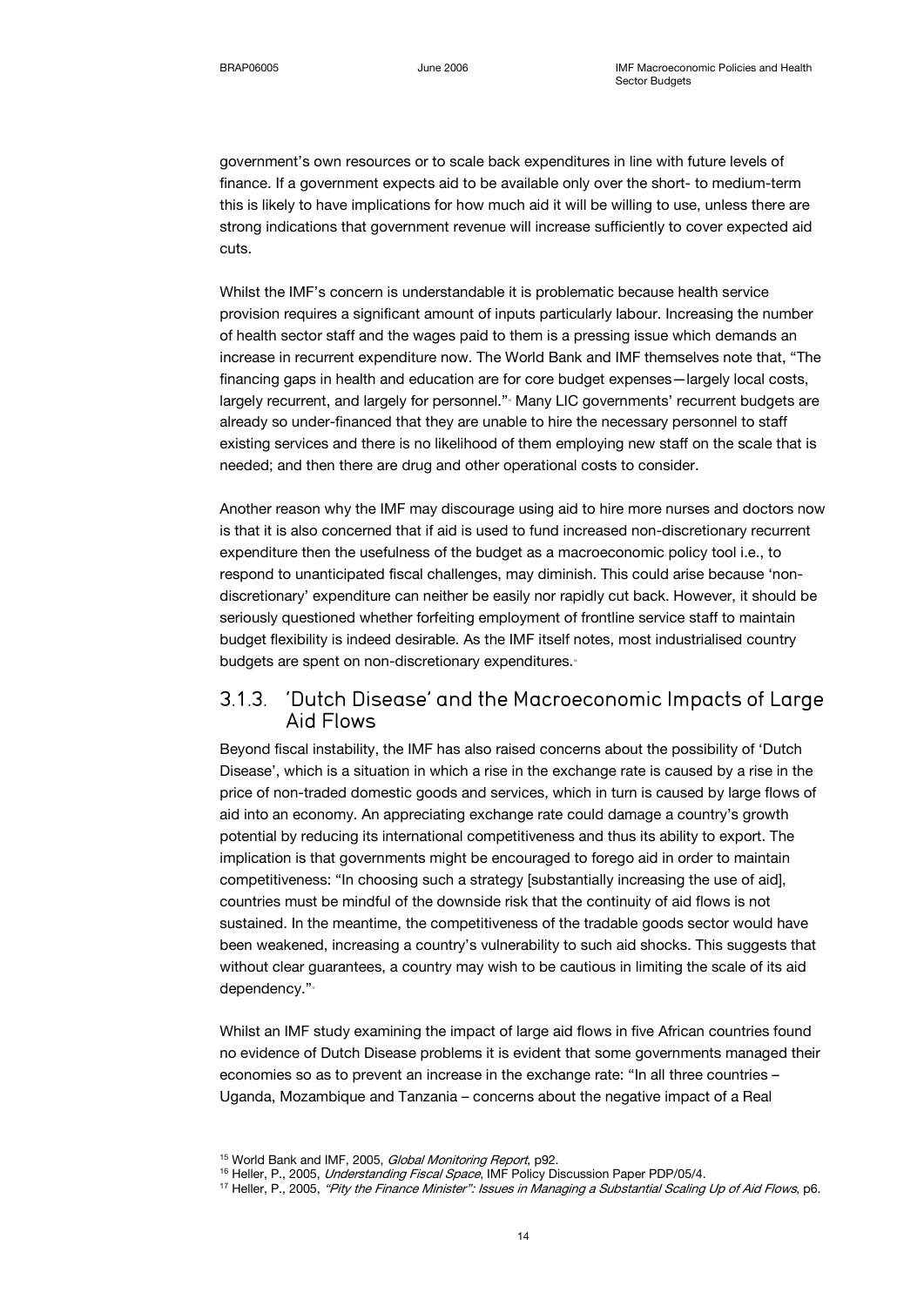government's own resources or to scale back expenditures in line with future levels of finance. If a government expects aid to be available only over the short- to medium-term this is likely to have implications for how much aid it will be willing to use, unless there are strong indications that government revenue will increase sufficiently to cover expected aid cuts.

Whilst the IMF's concern is understandable it is problematic because health service provision requires a significant amount of inputs particularly labour. Increasing the number of health sector staff and the wages paid to them is a pressing issue which demands an increase in recurrent expenditure now. The World Bank and IMF themselves note that, "The financing gaps in health and education are for core budget expenses—largely local costs, largely recurrent, and largely for personnel."[15] Many LIC governments' recurrent budgets are already so under-financed that they are unable to hire the necessary personnel to staff existing services and there is no likelihood of them employing new staff on the scale that is needed; and then there are drug and other operational costs to consider.

Another reason why the IMF may discourage using aid to hire more nurses and doctors now is that it is also concerned that if aid is used to fund increased non-discretionary recurrent expenditure then the usefulness of the budget as a macroeconomic policy tool i.e., to respond to unanticipated fiscal challenges, may diminish. This could arise because 'non-discretionary' expenditure can neither be easily nor rapidly cut back. However, it should be seriously questioned whether forfeiting employment of frontline service staff to maintain budget flexibility is indeed desirable. As the IMF itself notes, most industrialised country budgets are spent on non-discretionary expenditures.[16]

### 3.1.3. 'Dutch Disease' and the Macroeconomic Impacts of Large Aid Flows

Beyond fiscal instability, the IMF has also raised concerns about the possibility of 'Dutch Disease', which is a situation in which a rise in the exchange rate is caused by a rise in the price of non-traded domestic goods and services, which in turn is caused by large flows of aid into an economy. An appreciating exchange rate could damage a country's growth potential by reducing its international competitiveness and thus its ability to export. The implication is that governments might be encouraged to forego aid in order to maintain competitiveness: "In choosing such a strategy [substantially increasing the use of aid], countries must be mindful of the downside risk that the continuity of aid flows is not sustained. In the meantime, the competitiveness of the tradable goods sector would have been weakened, increasing a country's vulnerability to such aid shocks. This suggests that without clear guarantees, a country may wish to be cautious in limiting the scale of its aid dependency."[17]

Whilst an IMF study examining the impact of large aid flows in five African countries found no evidence of Dutch Disease problems it is evident that some governments managed their economies so as to prevent an increase in the exchange rate: "In all three countries – Uganda, Mozambique and Tanzania – concerns about the negative impact of a Real

[15] World Bank and IMF, 2005, *Global Monitoring Report*, p92.

[16] Heller, P., 2005, *Understanding Fiscal Space*, IMF Policy Discussion Paper PDP/05/4.

[17] Heller, P., 2005, *"Pity the Finance Minister": Issues in Managing a Substantial Scaling Up of Aid Flows*, p6.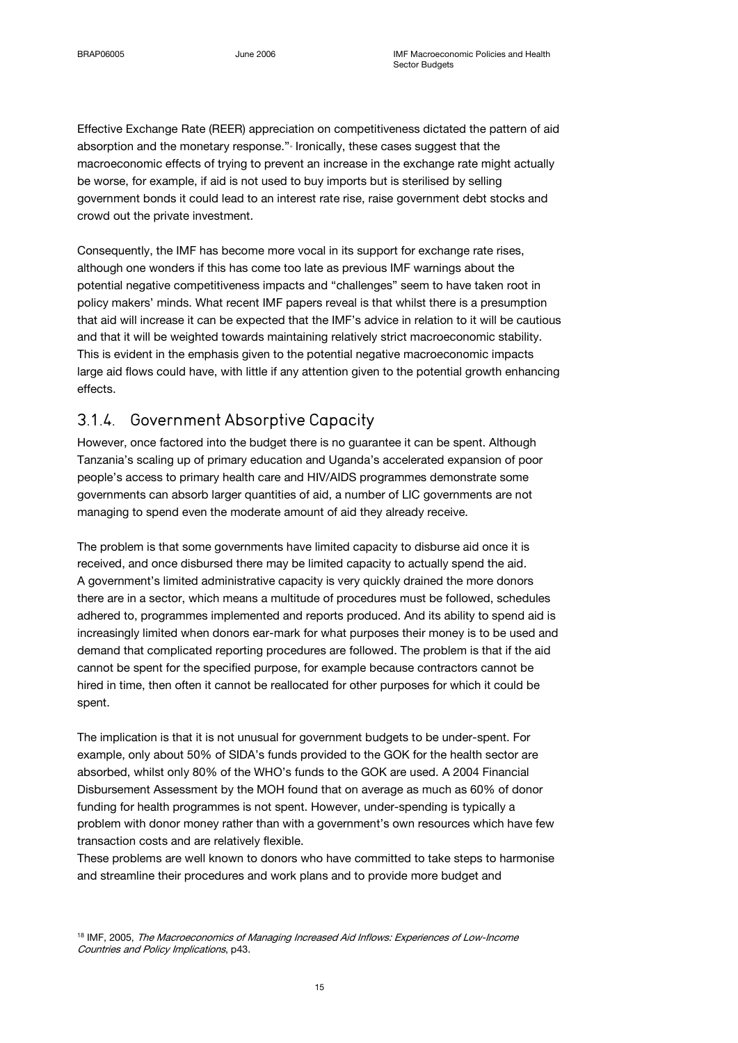Effective Exchange Rate (REER) appreciation on competitiveness dictated the pattern of aid absorption and the monetary response."[18] Ironically, these cases suggest that the macroeconomic effects of trying to prevent an increase in the exchange rate might actually be worse, for example, if aid is not used to buy imports but is sterilised by selling government bonds it could lead to an interest rate rise, raise government debt stocks and crowd out the private investment.

Consequently, the IMF has become more vocal in its support for exchange rate rises, although one wonders if this has come too late as previous IMF warnings about the potential negative competitiveness impacts and "challenges" seem to have taken root in policy makers' minds. What recent IMF papers reveal is that whilst there is a presumption that aid will increase it can be expected that the IMF's advice in relation to it will be cautious and that it will be weighted towards maintaining relatively strict macroeconomic stability. This is evident in the emphasis given to the potential negative macroeconomic impacts large aid flows could have, with little if any attention given to the potential growth enhancing effects.

### 3.1.4. Government Absorptive Capacity

However, once factored into the budget there is no guarantee it can be spent. Although Tanzania's scaling up of primary education and Uganda's accelerated expansion of poor people's access to primary health care and HIV/AIDS programmes demonstrate some governments can absorb larger quantities of aid, a number of LIC governments are not managing to spend even the moderate amount of aid they already receive.

The problem is that some governments have limited capacity to disburse aid once it is received, and once disbursed there may be limited capacity to actually spend the aid. A government's limited administrative capacity is very quickly drained the more donors there are in a sector, which means a multitude of procedures must be followed, schedules adhered to, programmes implemented and reports produced. And its ability to spend aid is increasingly limited when donors ear-mark for what purposes their money is to be used and demand that complicated reporting procedures are followed. The problem is that if the aid cannot be spent for the specified purpose, for example because contractors cannot be hired in time, then often it cannot be reallocated for other purposes for which it could be spent.

The implication is that it is not unusual for government budgets to be under-spent. For example, only about 50% of SIDA's funds provided to the GOK for the health sector are absorbed, whilst only 80% of the WHO's funds to the GOK are used. A 2004 Financial Disbursement Assessment by the MOH found that on average as much as 60% of donor funding for health programmes is not spent. However, under-spending is typically a problem with donor money rather than with a government's own resources which have few transaction costs and are relatively flexible.

These problems are well known to donors who have committed to take steps to harmonise and streamline their procedures and work plans and to provide more budget and

[18] IMF, 2005, *The Macroeconomics of Managing Increased Aid Inflows: Experiences of Low-Income Countries and Policy Implications*, p43.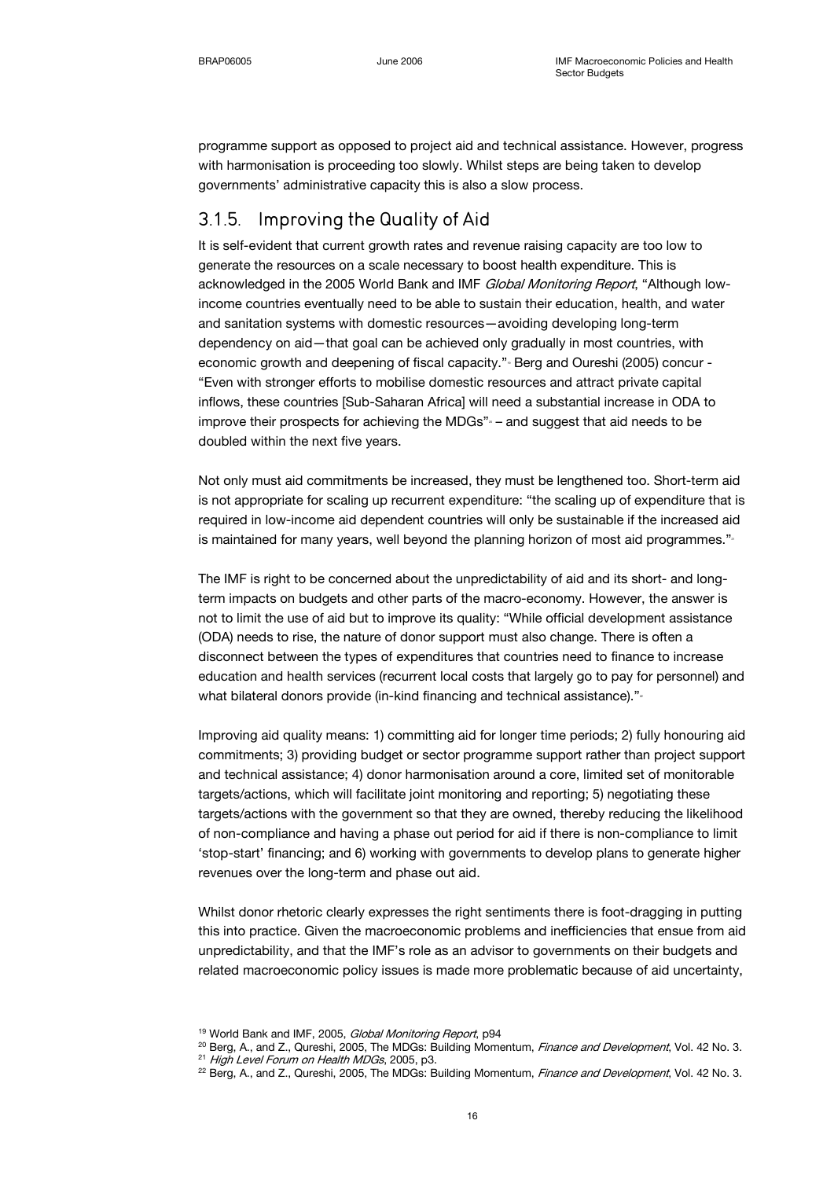programme support as opposed to project aid and technical assistance. However, progress with harmonisation is proceeding too slowly. Whilst steps are being taken to develop governments' administrative capacity this is also a slow process.

### 3.1.5. Improving the Quality of Aid

It is self-evident that current growth rates and revenue raising capacity are too low to generate the resources on a scale necessary to boost health expenditure. This is acknowledged in the 2005 World Bank and IMF *Global Monitoring Report*, "Although low-income countries eventually need to be able to sustain their education, health, and water and sanitation systems with domestic resources—avoiding developing long-term dependency on aid—that goal can be achieved only gradually in most countries, with economic growth and deepening of fiscal capacity."[19] Berg and Oureshi (2005) concur - "Even with stronger efforts to mobilise domestic resources and attract private capital inflows, these countries [Sub-Saharan Africa] will need a substantial increase in ODA to improve their prospects for achieving the MDGs"[20] – and suggest that aid needs to be doubled within the next five years.

Not only must aid commitments be increased, they must be lengthened too. Short-term aid is not appropriate for scaling up recurrent expenditure: "the scaling up of expenditure that is required in low-income aid dependent countries will only be sustainable if the increased aid is maintained for many years, well beyond the planning horizon of most aid programmes."[21]

The IMF is right to be concerned about the unpredictability of aid and its short- and long-term impacts on budgets and other parts of the macro-economy. However, the answer is not to limit the use of aid but to improve its quality: "While official development assistance (ODA) needs to rise, the nature of donor support must also change. There is often a disconnect between the types of expenditures that countries need to finance to increase education and health services (recurrent local costs that largely go to pay for personnel) and what bilateral donors provide (in-kind financing and technical assistance)."[22]

Improving aid quality means: 1) committing aid for longer time periods; 2) fully honouring aid commitments; 3) providing budget or sector programme support rather than project support and technical assistance; 4) donor harmonisation around a core, limited set of monitorable targets/actions, which will facilitate joint monitoring and reporting; 5) negotiating these targets/actions with the government so that they are owned, thereby reducing the likelihood of non-compliance and having a phase out period for aid if there is non-compliance to limit 'stop-start' financing; and 6) working with governments to develop plans to generate higher revenues over the long-term and phase out aid.

Whilst donor rhetoric clearly expresses the right sentiments there is foot-dragging in putting this into practice. Given the macroeconomic problems and inefficiencies that ensue from aid unpredictability, and that the IMF's role as an advisor to governments on their budgets and related macroeconomic policy issues is made more problematic because of aid uncertainty,

---

[19] World Bank and IMF, 2005, *Global Monitoring Report*, p94

[20] Berg, A., and Z., Qureshi, 2005, The MDGs: Building Momentum, *Finance and Development*, Vol. 42 No. 3.

[21] *High Level Forum on Health MDGs*, 2005, p3.

[22] Berg, A., and Z., Qureshi, 2005, The MDGs: Building Momentum, *Finance and Development*, Vol. 42 No. 3.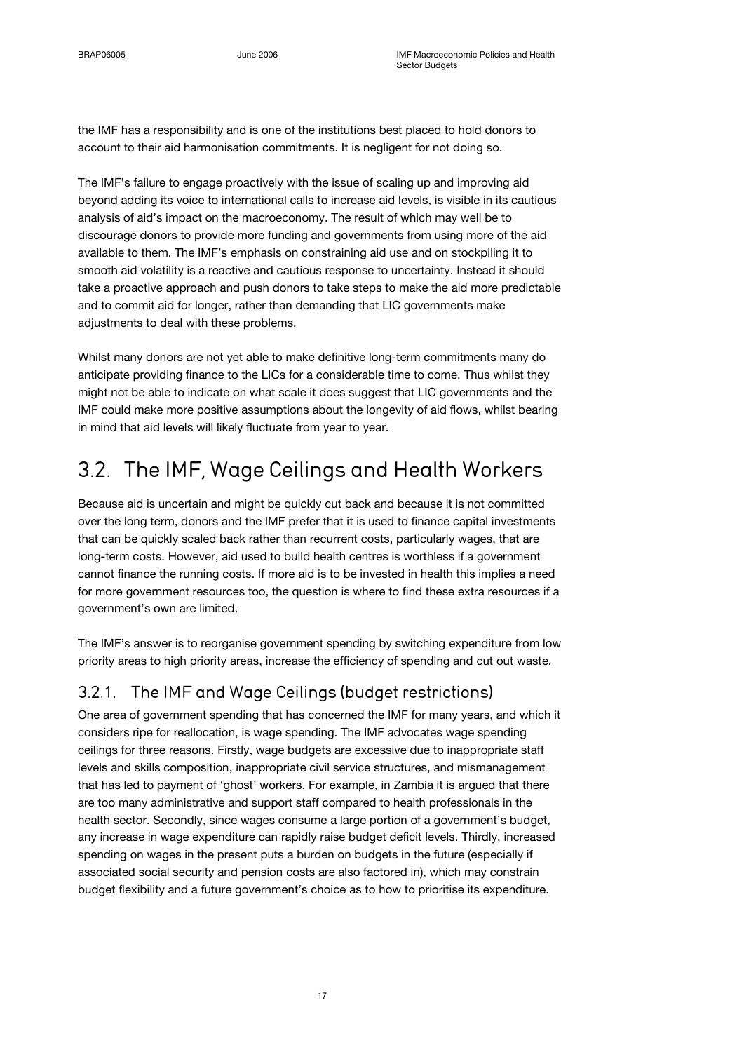the IMF has a responsibility and is one of the institutions best placed to hold donors to account to their aid harmonisation commitments. It is negligent for not doing so.

The IMF's failure to engage proactively with the issue of scaling up and improving aid beyond adding its voice to international calls to increase aid levels, is visible in its cautious analysis of aid's impact on the macroeconomy. The result of which may well be to discourage donors to provide more funding and governments from using more of the aid available to them. The IMF's emphasis on constraining aid use and on stockpiling it to smooth aid volatility is a reactive and cautious response to uncertainty. Instead it should take a proactive approach and push donors to take steps to make the aid more predictable and to commit aid for longer, rather than demanding that LIC governments make adjustments to deal with these problems.

Whilst many donors are not yet able to make definitive long-term commitments many do anticipate providing finance to the LICs for a considerable time to come. Thus whilst they might not be able to indicate on what scale it does suggest that LIC governments and the IMF could make more positive assumptions about the longevity of aid flows, whilst bearing in mind that aid levels will likely fluctuate from year to year.

## 3.2. The IMF, Wage Ceilings and Health Workers

Because aid is uncertain and might be quickly cut back and because it is not committed over the long term, donors and the IMF prefer that it is used to finance capital investments that can be quickly scaled back rather than recurrent costs, particularly wages, that are long-term costs. However, aid used to build health centres is worthless if a government cannot finance the running costs. If more aid is to be invested in health this implies a need for more government resources too, the question is where to find these extra resources if a government's own are limited.

The IMF's answer is to reorganise government spending by switching expenditure from low priority areas to high priority areas, increase the efficiency of spending and cut out waste.

### 3.2.1. The IMF and Wage Ceilings (budget restrictions)

One area of government spending that has concerned the IMF for many years, and which it considers ripe for reallocation, is wage spending. The IMF advocates wage spending ceilings for three reasons. Firstly, wage budgets are excessive due to inappropriate staff levels and skills composition, inappropriate civil service structures, and mismanagement that has led to payment of 'ghost' workers. For example, in Zambia it is argued that there are too many administrative and support staff compared to health professionals in the health sector. Secondly, since wages consume a large portion of a government's budget, any increase in wage expenditure can rapidly raise budget deficit levels. Thirdly, increased spending on wages in the present puts a burden on budgets in the future (especially if associated social security and pension costs are also factored in), which may constrain budget flexibility and a future government's choice as to how to prioritise its expenditure.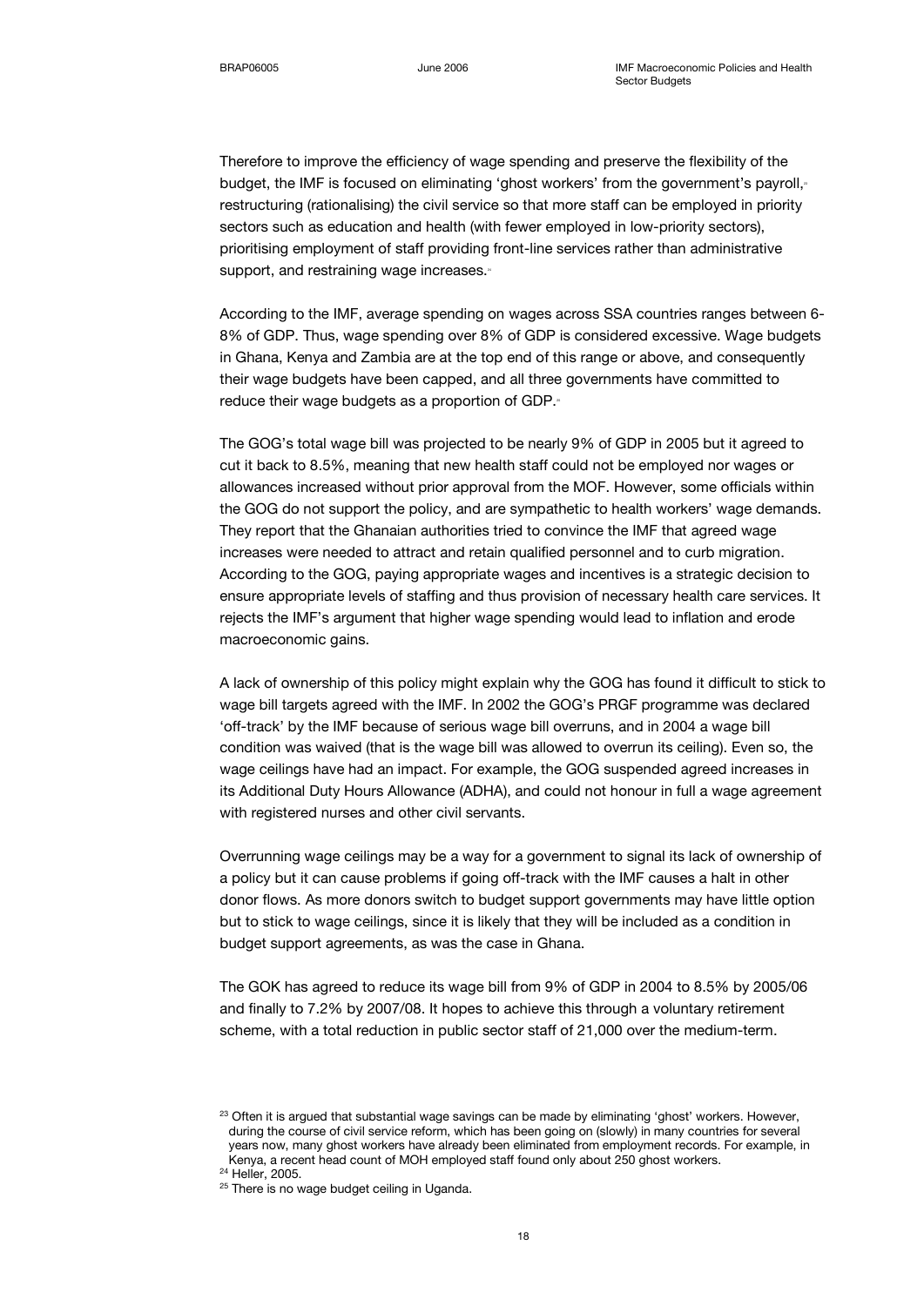Therefore to improve the efficiency of wage spending and preserve the flexibility of the budget, the IMF is focused on eliminating 'ghost workers' from the government's payroll,[23] restructuring (rationalising) the civil service so that more staff can be employed in priority sectors such as education and health (with fewer employed in low-priority sectors), prioritising employment of staff providing front-line services rather than administrative support, and restraining wage increases.[24]

According to the IMF, average spending on wages across SSA countries ranges between 6-8% of GDP. Thus, wage spending over 8% of GDP is considered excessive. Wage budgets in Ghana, Kenya and Zambia are at the top end of this range or above, and consequently their wage budgets have been capped, and all three governments have committed to reduce their wage budgets as a proportion of GDP.[25]

The GOG's total wage bill was projected to be nearly 9% of GDP in 2005 but it agreed to cut it back to 8.5%, meaning that new health staff could not be employed nor wages or allowances increased without prior approval from the MOF. However, some officials within the GOG do not support the policy, and are sympathetic to health workers' wage demands. They report that the Ghanaian authorities tried to convince the IMF that agreed wage increases were needed to attract and retain qualified personnel and to curb migration. According to the GOG, paying appropriate wages and incentives is a strategic decision to ensure appropriate levels of staffing and thus provision of necessary health care services. It rejects the IMF's argument that higher wage spending would lead to inflation and erode macroeconomic gains.

A lack of ownership of this policy might explain why the GOG has found it difficult to stick to wage bill targets agreed with the IMF. In 2002 the GOG's PRGF programme was declared 'off-track' by the IMF because of serious wage bill overruns, and in 2004 a wage bill condition was waived (that is the wage bill was allowed to overrun its ceiling). Even so, the wage ceilings have had an impact. For example, the GOG suspended agreed increases in its Additional Duty Hours Allowance (ADHA), and could not honour in full a wage agreement with registered nurses and other civil servants.

Overrunning wage ceilings may be a way for a government to signal its lack of ownership of a policy but it can cause problems if going off-track with the IMF causes a halt in other donor flows. As more donors switch to budget support governments may have little option but to stick to wage ceilings, since it is likely that they will be included as a condition in budget support agreements, as was the case in Ghana.

The GOK has agreed to reduce its wage bill from 9% of GDP in 2004 to 8.5% by 2005/06 and finally to 7.2% by 2007/08. It hopes to achieve this through a voluntary retirement scheme, with a total reduction in public sector staff of 21,000 over the medium-term.

[23] Often it is argued that substantial wage savings can be made by eliminating 'ghost' workers. However, during the course of civil service reform, which has been going on (slowly) in many countries for several years now, many ghost workers have already been eliminated from employment records. For example, in Kenya, a recent head count of MOH employed staff found only about 250 ghost workers.

[24] Heller, 2005.

[25] There is no wage budget ceiling in Uganda.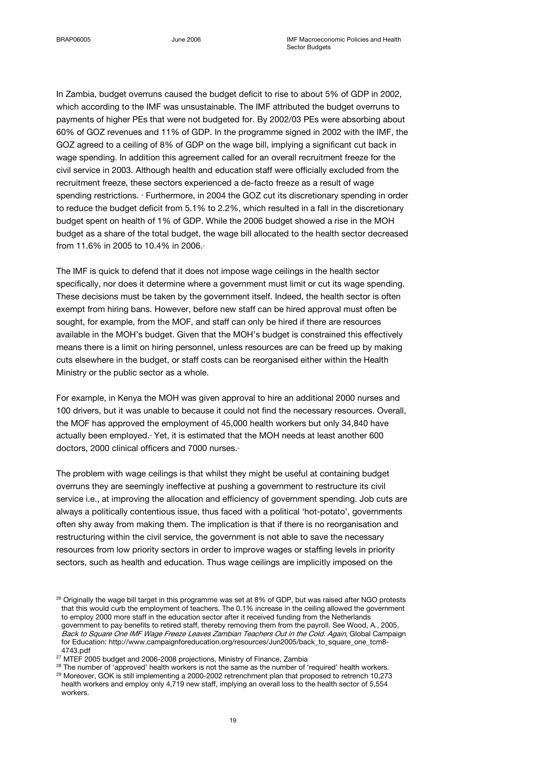In Zambia, budget overruns caused the budget deficit to rise to about 5% of GDP in 2002, which according to the IMF was unsustainable. The IMF attributed the budget overruns to payments of higher PEs that were not budgeted for. By 2002/03 PEs were absorbing about 60% of GOZ revenues and 11% of GDP. In the programme signed in 2002 with the IMF, the GOZ agreed to a ceiling of 8% of GDP on the wage bill, implying a significant cut back in wage spending. In addition this agreement called for an overall recruitment freeze for the civil service in 2003. Although health and education staff were officially excluded from the recruitment freeze, these sectors experienced a de-facto freeze as a result of wage spending restrictions.[26] Furthermore, in 2004 the GOZ cut its discretionary spending in order to reduce the budget deficit from 5.1% to 2.2%, which resulted in a fall in the discretionary budget spent on health of 1% of GDP. While the 2006 budget showed a rise in the MOH budget as a share of the total budget, the wage bill allocated to the health sector decreased from 11.6% in 2005 to 10.4% in 2006.[27]

The IMF is quick to defend that it does not impose wage ceilings in the health sector specifically, nor does it determine where a government must limit or cut its wage spending. These decisions must be taken by the government itself. Indeed, the health sector is often exempt from hiring bans. However, before new staff can be hired approval must often be sought, for example, from the MOF, and staff can only be hired if there are resources available in the MOH's budget. Given that the MOH's budget is constrained this effectively means there is a limit on hiring personnel, unless resources are can be freed up by making cuts elsewhere in the budget, or staff costs can be reorganised either within the Health Ministry or the public sector as a whole.

For example, in Kenya the MOH was given approval to hire an additional 2000 nurses and 100 drivers, but it was unable to because it could not find the necessary resources. Overall, the MOF has approved the employment of 45,000 health workers but only 34,840 have actually been employed.[28] Yet, it is estimated that the MOH needs at least another 600 doctors, 2000 clinical officers and 7000 nurses.[29]

The problem with wage ceilings is that whilst they might be useful at containing budget overruns they are seemingly ineffective at pushing a government to restructure its civil service i.e., at improving the allocation and efficiency of government spending. Job cuts are always a politically contentious issue, thus faced with a political 'hot-potato', governments often shy away from making them. The implication is that if there is no reorganisation and restructuring within the civil service, the government is not able to save the necessary resources from low priority sectors in order to improve wages or staffing levels in priority sectors, such as health and education. Thus wage ceilings are implicitly imposed on the

[26] Originally the wage bill target in this programme was set at 8% of GDP, but was raised after NGO protests that this would curb the employment of teachers. The 0.1% increase in the ceiling allowed the government to employ 2000 more staff in the education sector after it received funding from the Netherlands government to pay benefits to retired staff, thereby removing them from the payroll. See Wood, A., 2005, *Back to Square One IMF Wage Freeze Leaves Zambian Teachers Out in the Cold. Again,* Global Campaign for Education: http://www.campaignforeducation.org/resources/Jun2005/back_to_square_one_tcm8-4743.pdf

[27] MTEF 2005 budget and 2006-2008 projections, Ministry of Finance, Zambia

[28] The number of 'approved' health workers is not the same as the number of 'required' health workers.

[29] Moreover, GOK is still implementing a 2000-2002 retrenchment plan that proposed to retrench 10,273 health workers and employ only 4,719 new staff, implying an overall loss to the health sector of 5,554 workers.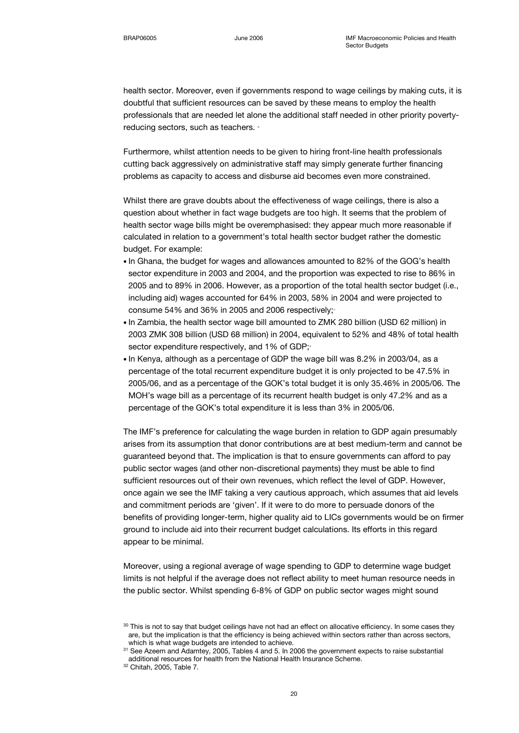health sector. Moreover, even if governments respond to wage ceilings by making cuts, it is doubtful that sufficient resources can be saved by these means to employ the health professionals that are needed let alone the additional staff needed in other priority poverty-reducing sectors, such as teachers. [30]

Furthermore, whilst attention needs to be given to hiring front-line health professionals cutting back aggressively on administrative staff may simply generate further financing problems as capacity to access and disburse aid becomes even more constrained.

Whilst there are grave doubts about the effectiveness of wage ceilings, there is also a question about whether in fact wage budgets are too high. It seems that the problem of health sector wage bills might be overemphasised: they appear much more reasonable if calculated in relation to a government's total health sector budget rather the domestic budget. For example:

- In Ghana, the budget for wages and allowances amounted to 82% of the GOG's health sector expenditure in 2003 and 2004, and the proportion was expected to rise to 86% in 2005 and to 89% in 2006. However, as a proportion of the total health sector budget (i.e., including aid) wages accounted for 64% in 2003, 58% in 2004 and were projected to consume 54% and 36% in 2005 and 2006 respectively;[31]
- In Zambia, the health sector wage bill amounted to ZMK 280 billion (USD 62 million) in 2003 ZMK 308 billion (USD 68 million) in 2004, equivalent to 52% and 48% of total health sector expenditure respectively, and 1% of GDP;[32]
- In Kenya, although as a percentage of GDP the wage bill was 8.2% in 2003/04, as a percentage of the total recurrent expenditure budget it is only projected to be 47.5% in 2005/06, and as a percentage of the GOK's total budget it is only 35.46% in 2005/06. The MOH's wage bill as a percentage of its recurrent health budget is only 47.2% and as a percentage of the GOK's total expenditure it is less than 3% in 2005/06.

The IMF's preference for calculating the wage burden in relation to GDP again presumably arises from its assumption that donor contributions are at best medium-term and cannot be guaranteed beyond that. The implication is that to ensure governments can afford to pay public sector wages (and other non-discretional payments) they must be able to find sufficient resources out of their own revenues, which reflect the level of GDP. However, once again we see the IMF taking a very cautious approach, which assumes that aid levels and commitment periods are 'given'. If it were to do more to persuade donors of the benefits of providing longer-term, higher quality aid to LICs governments would be on firmer ground to include aid into their recurrent budget calculations. Its efforts in this regard appear to be minimal.

Moreover, using a regional average of wage spending to GDP to determine wage budget limits is not helpful if the average does not reflect ability to meet human resource needs in the public sector. Whilst spending 6-8% of GDP on public sector wages might sound

---

[30] This is not to say that budget ceilings have not had an effect on allocative efficiency. In some cases they are, but the implication is that the efficiency is being achieved within sectors rather than across sectors, which is what wage budgets are intended to achieve.

[31] See Azeem and Adamtey, 2005, Tables 4 and 5. In 2006 the government expects to raise substantial additional resources for health from the National Health Insurance Scheme.

[32] Chitah, 2005, Table 7.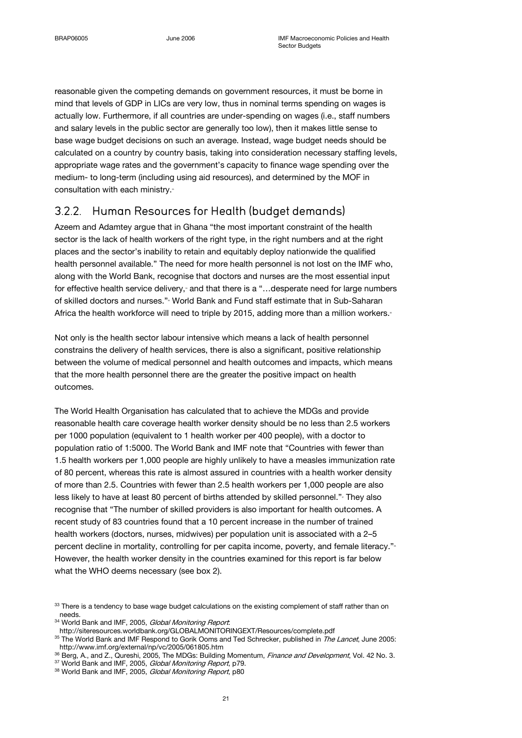reasonable given the competing demands on government resources, it must be borne in mind that levels of GDP in LICs are very low, thus in nominal terms spending on wages is actually low. Furthermore, if all countries are under-spending on wages (i.e., staff numbers and salary levels in the public sector are generally too low), then it makes little sense to base wage budget decisions on such an average. Instead, wage budget needs should be calculated on a country by country basis, taking into consideration necessary staffing levels, appropriate wage rates and the government's capacity to finance wage spending over the medium- to long-term (including using aid resources), and determined by the MOF in consultation with each ministry.[33]

### 3.2.2. Human Resources for Health (budget demands)

Azeem and Adamtey argue that in Ghana "the most important constraint of the health sector is the lack of health workers of the right type, in the right numbers and at the right places and the sector's inability to retain and equitably deploy nationwide the qualified health personnel available." The need for more health personnel is not lost on the IMF who, along with the World Bank, recognise that doctors and nurses are the most essential input for effective health service delivery,[34] and that there is a "…desperate need for large numbers of skilled doctors and nurses."[35] World Bank and Fund staff estimate that in Sub-Saharan Africa the health workforce will need to triple by 2015, adding more than a million workers.[36]

Not only is the health sector labour intensive which means a lack of health personnel constrains the delivery of health services, there is also a significant, positive relationship between the volume of medical personnel and health outcomes and impacts, which means that the more health personnel there are the greater the positive impact on health outcomes.

The World Health Organisation has calculated that to achieve the MDGs and provide reasonable health care coverage health worker density should be no less than 2.5 workers per 1000 population (equivalent to 1 health worker per 400 people), with a doctor to population ratio of 1:5000. The World Bank and IMF note that "Countries with fewer than 1.5 health workers per 1,000 people are highly unlikely to have a measles immunization rate of 80 percent, whereas this rate is almost assured in countries with a health worker density of more than 2.5. Countries with fewer than 2.5 health workers per 1,000 people are also less likely to have at least 80 percent of births attended by skilled personnel."[37] They also recognise that "The number of skilled providers is also important for health outcomes. A recent study of 83 countries found that a 10 percent increase in the number of trained health workers (doctors, nurses, midwives) per population unit is associated with a 2–5 percent decline in mortality, controlling for per capita income, poverty, and female literacy."[38] However, the health worker density in the countries examined for this report is far below what the WHO deems necessary (see box 2).

---

[33] There is a tendency to base wage budget calculations on the existing complement of staff rather than on needs.

[34] World Bank and IMF, 2005, *Global Monitoring Report*: http://siteresources.worldbank.org/GLOBALMONITORINGEXT/Resources/complete.pdf

[35] The World Bank and IMF Respond to Gorik Ooms and Ted Schrecker, published in *The Lancet*, June 2005: http://www.imf.org/external/np/vc/2005/061805.htm

[36] Berg, A., and Z., Qureshi, 2005, The MDGs: Building Momentum, *Finance and Development*, Vol. 42 No. 3.

[37] World Bank and IMF, 2005, *Global Monitoring Report*, p79.

[38] World Bank and IMF, 2005, *Global Monitoring Report*, p80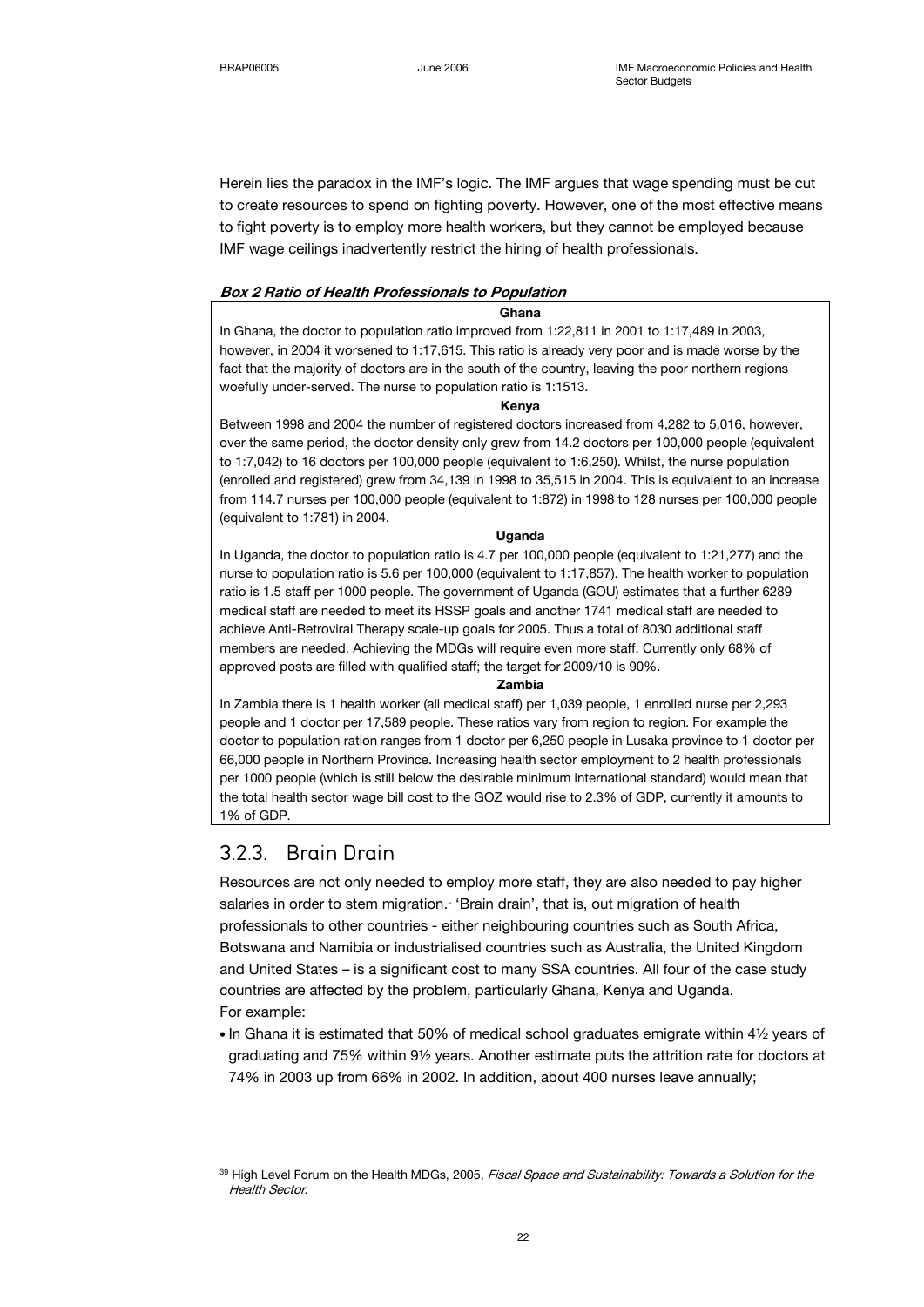Herein lies the paradox in the IMF's logic. The IMF argues that wage spending must be cut to create resources to spend on fighting poverty. However, one of the most effective means to fight poverty is to employ more health workers, but they cannot be employed because IMF wage ceilings inadvertently restrict the hiring of health professionals.

***Box 2 Ratio of Health Professionals to Population***

**Ghana**

In Ghana, the doctor to population ratio improved from 1:22,811 in 2001 to 1:17,489 in 2003, however, in 2004 it worsened to 1:17,615. This ratio is already very poor and is made worse by the fact that the majority of doctors are in the south of the country, leaving the poor northern regions woefully under-served. The nurse to population ratio is 1:1513.

**Kenya**

Between 1998 and 2004 the number of registered doctors increased from 4,282 to 5,016, however, over the same period, the doctor density only grew from 14.2 doctors per 100,000 people (equivalent to 1:7,042) to 16 doctors per 100,000 people (equivalent to 1:6,250). Whilst, the nurse population (enrolled and registered) grew from 34,139 in 1998 to 35,515 in 2004. This is equivalent to an increase from 114.7 nurses per 100,000 people (equivalent to 1:872) in 1998 to 128 nurses per 100,000 people (equivalent to 1:781) in 2004.

**Uganda**

In Uganda, the doctor to population ratio is 4.7 per 100,000 people (equivalent to 1:21,277) and the nurse to population ratio is 5.6 per 100,000 (equivalent to 1:17,857). The health worker to population ratio is 1.5 staff per 1000 people. The government of Uganda (GOU) estimates that a further 6289 medical staff are needed to meet its HSSP goals and another 1741 medical staff are needed to achieve Anti-Retroviral Therapy scale-up goals for 2005. Thus a total of 8030 additional staff members are needed. Achieving the MDGs will require even more staff. Currently only 68% of approved posts are filled with qualified staff; the target for 2009/10 is 90%.

**Zambia**

In Zambia there is 1 health worker (all medical staff) per 1,039 people, 1 enrolled nurse per 2,293 people and 1 doctor per 17,589 people. These ratios vary from region to region. For example the doctor to population ration ranges from 1 doctor per 6,250 people in Lusaka province to 1 doctor per 66,000 people in Northern Province. Increasing health sector employment to 2 health professionals per 1000 people (which is still below the desirable minimum international standard) would mean that the total health sector wage bill cost to the GOZ would rise to 2.3% of GDP, currently it amounts to 1% of GDP.

### 3.2.3. Brain Drain

Resources are not only needed to employ more staff, they are also needed to pay higher salaries in order to stem migration.[39] 'Brain drain', that is, out migration of health professionals to other countries - either neighbouring countries such as South Africa, Botswana and Namibia or industrialised countries such as Australia, the United Kingdom and United States – is a significant cost to many SSA countries. All four of the case study countries are affected by the problem, particularly Ghana, Kenya and Uganda. For example:

- In Ghana it is estimated that 50% of medical school graduates emigrate within 4½ years of graduating and 75% within 9½ years. Another estimate puts the attrition rate for doctors at 74% in 2003 up from 66% in 2002. In addition, about 400 nurses leave annually;

[39] High Level Forum on the Health MDGs, 2005, *Fiscal Space and Sustainability: Towards a Solution for the Health Sector*.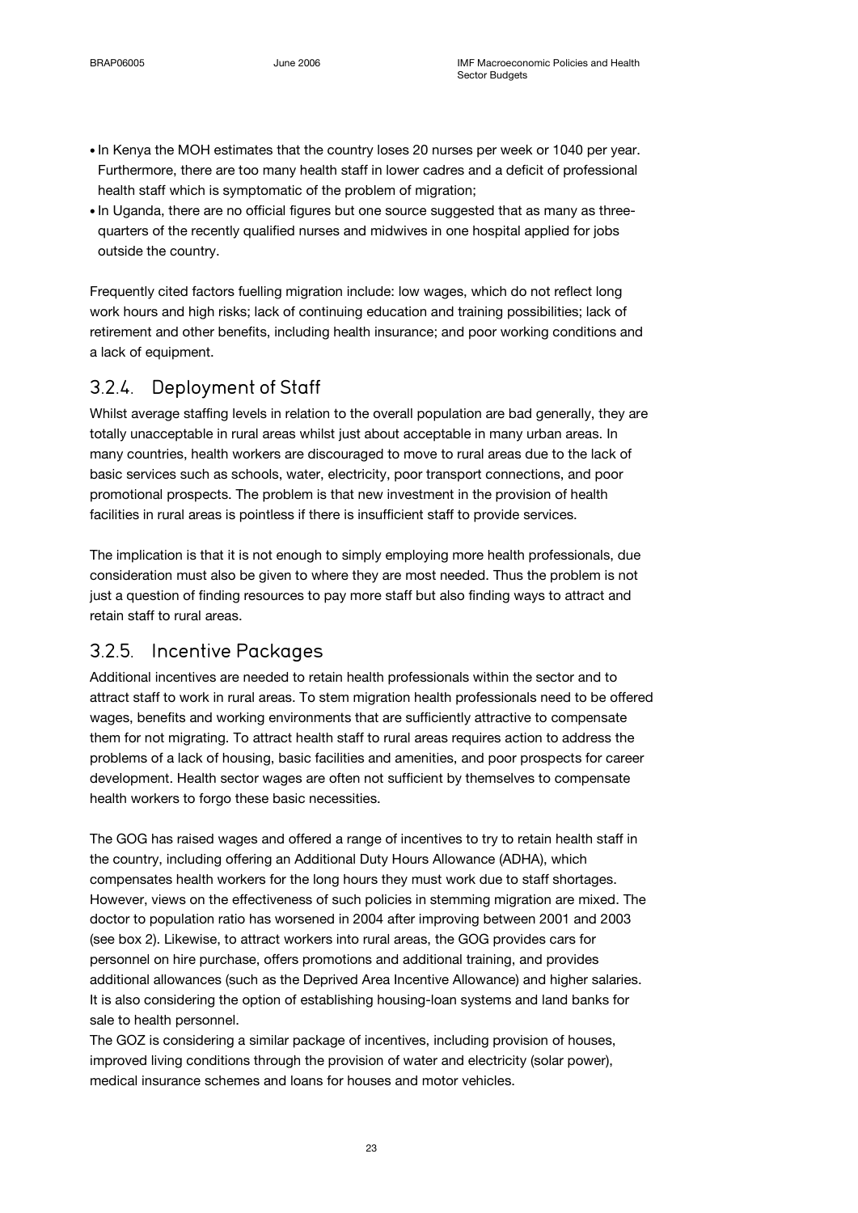- In Kenya the MOH estimates that the country loses 20 nurses per week or 1040 per year. Furthermore, there are too many health staff in lower cadres and a deficit of professional health staff which is symptomatic of the problem of migration;
- In Uganda, there are no official figures but one source suggested that as many as three-quarters of the recently qualified nurses and midwives in one hospital applied for jobs outside the country.

Frequently cited factors fuelling migration include: low wages, which do not reflect long work hours and high risks; lack of continuing education and training possibilities; lack of retirement and other benefits, including health insurance; and poor working conditions and a lack of equipment.

### 3.2.4. Deployment of Staff

Whilst average staffing levels in relation to the overall population are bad generally, they are totally unacceptable in rural areas whilst just about acceptable in many urban areas. In many countries, health workers are discouraged to move to rural areas due to the lack of basic services such as schools, water, electricity, poor transport connections, and poor promotional prospects. The problem is that new investment in the provision of health facilities in rural areas is pointless if there is insufficient staff to provide services.

The implication is that it is not enough to simply employing more health professionals, due consideration must also be given to where they are most needed. Thus the problem is not just a question of finding resources to pay more staff but also finding ways to attract and retain staff to rural areas.

### 3.2.5. Incentive Packages

Additional incentives are needed to retain health professionals within the sector and to attract staff to work in rural areas. To stem migration health professionals need to be offered wages, benefits and working environments that are sufficiently attractive to compensate them for not migrating. To attract health staff to rural areas requires action to address the problems of a lack of housing, basic facilities and amenities, and poor prospects for career development. Health sector wages are often not sufficient by themselves to compensate health workers to forgo these basic necessities.

The GOG has raised wages and offered a range of incentives to try to retain health staff in the country, including offering an Additional Duty Hours Allowance (ADHA), which compensates health workers for the long hours they must work due to staff shortages. However, views on the effectiveness of such policies in stemming migration are mixed. The doctor to population ratio has worsened in 2004 after improving between 2001 and 2003 (see box 2). Likewise, to attract workers into rural areas, the GOG provides cars for personnel on hire purchase, offers promotions and additional training, and provides additional allowances (such as the Deprived Area Incentive Allowance) and higher salaries. It is also considering the option of establishing housing-loan systems and land banks for sale to health personnel.

The GOZ is considering a similar package of incentives, including provision of houses, improved living conditions through the provision of water and electricity (solar power), medical insurance schemes and loans for houses and motor vehicles.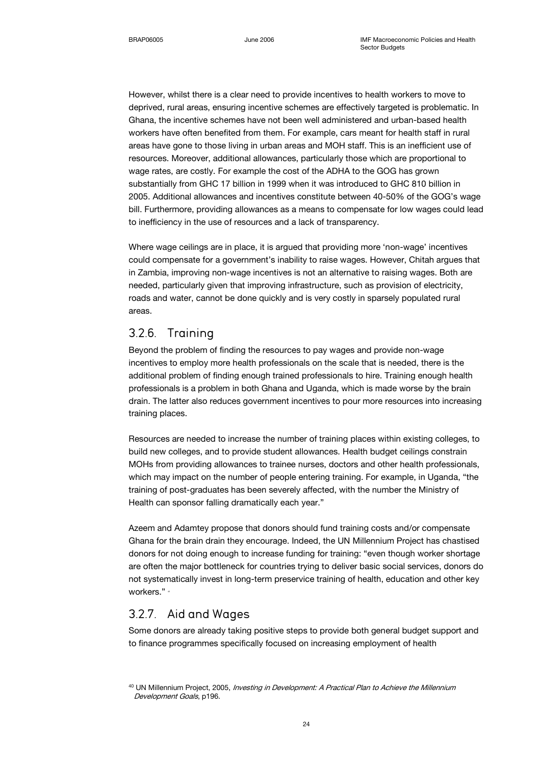However, whilst there is a clear need to provide incentives to health workers to move to deprived, rural areas, ensuring incentive schemes are effectively targeted is problematic. In Ghana, the incentive schemes have not been well administered and urban-based health workers have often benefited from them. For example, cars meant for health staff in rural areas have gone to those living in urban areas and MOH staff. This is an inefficient use of resources. Moreover, additional allowances, particularly those which are proportional to wage rates, are costly. For example the cost of the ADHA to the GOG has grown substantially from GHC 17 billion in 1999 when it was introduced to GHC 810 billion in 2005. Additional allowances and incentives constitute between 40-50% of the GOG's wage bill. Furthermore, providing allowances as a means to compensate for low wages could lead to inefficiency in the use of resources and a lack of transparency.

Where wage ceilings are in place, it is argued that providing more 'non-wage' incentives could compensate for a government's inability to raise wages. However, Chitah argues that in Zambia, improving non-wage incentives is not an alternative to raising wages. Both are needed, particularly given that improving infrastructure, such as provision of electricity, roads and water, cannot be done quickly and is very costly in sparsely populated rural areas.

### 3.2.6. Training

Beyond the problem of finding the resources to pay wages and provide non-wage incentives to employ more health professionals on the scale that is needed, there is the additional problem of finding enough trained professionals to hire. Training enough health professionals is a problem in both Ghana and Uganda, which is made worse by the brain drain. The latter also reduces government incentives to pour more resources into increasing training places.

Resources are needed to increase the number of training places within existing colleges, to build new colleges, and to provide student allowances. Health budget ceilings constrain MOHs from providing allowances to trainee nurses, doctors and other health professionals, which may impact on the number of people entering training. For example, in Uganda, "the training of post-graduates has been severely affected, with the number the Ministry of Health can sponsor falling dramatically each year."

Azeem and Adamtey propose that donors should fund training costs and/or compensate Ghana for the brain drain they encourage. Indeed, the UN Millennium Project has chastised donors for not doing enough to increase funding for training: "even though worker shortage are often the major bottleneck for countries trying to deliver basic social services, donors do not systematically invest in long-term preservice training of health, education and other key workers." [40]

### 3.2.7. Aid and Wages

Some donors are already taking positive steps to provide both general budget support and to finance programmes specifically focused on increasing employment of health

[40] UN Millennium Project, 2005, *Investing in Development: A Practical Plan to Achieve the Millennium Development Goals*, p196.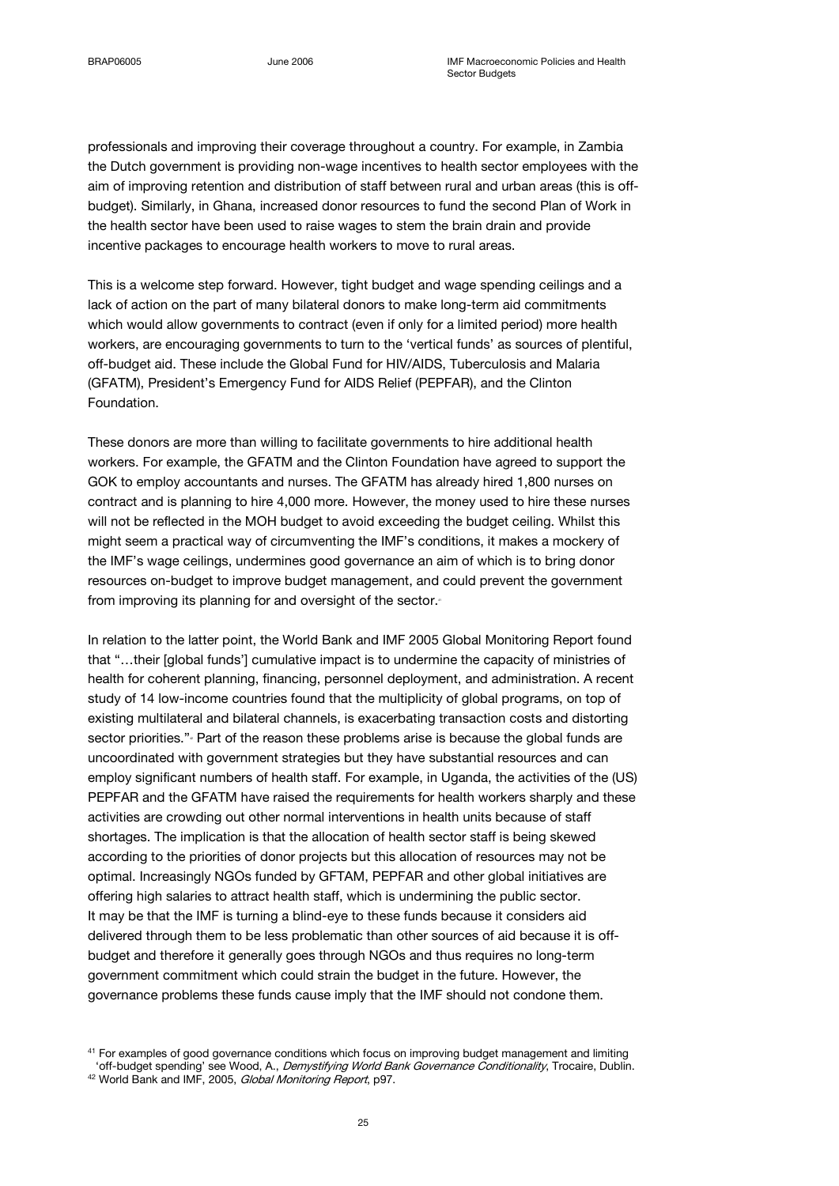professionals and improving their coverage throughout a country. For example, in Zambia the Dutch government is providing non-wage incentives to health sector employees with the aim of improving retention and distribution of staff between rural and urban areas (this is off-budget). Similarly, in Ghana, increased donor resources to fund the second Plan of Work in the health sector have been used to raise wages to stem the brain drain and provide incentive packages to encourage health workers to move to rural areas.

This is a welcome step forward. However, tight budget and wage spending ceilings and a lack of action on the part of many bilateral donors to make long-term aid commitments which would allow governments to contract (even if only for a limited period) more health workers, are encouraging governments to turn to the 'vertical funds' as sources of plentiful, off-budget aid. These include the Global Fund for HIV/AIDS, Tuberculosis and Malaria (GFATM), President's Emergency Fund for AIDS Relief (PEPFAR), and the Clinton Foundation.

These donors are more than willing to facilitate governments to hire additional health workers. For example, the GFATM and the Clinton Foundation have agreed to support the GOK to employ accountants and nurses. The GFATM has already hired 1,800 nurses on contract and is planning to hire 4,000 more. However, the money used to hire these nurses will not be reflected in the MOH budget to avoid exceeding the budget ceiling. Whilst this might seem a practical way of circumventing the IMF's conditions, it makes a mockery of the IMF's wage ceilings, undermines good governance an aim of which is to bring donor resources on-budget to improve budget management, and could prevent the government from improving its planning for and oversight of the sector.[41]

In relation to the latter point, the World Bank and IMF 2005 Global Monitoring Report found that "…their [global funds'] cumulative impact is to undermine the capacity of ministries of health for coherent planning, financing, personnel deployment, and administration. A recent study of 14 low-income countries found that the multiplicity of global programs, on top of existing multilateral and bilateral channels, is exacerbating transaction costs and distorting sector priorities."[42] Part of the reason these problems arise is because the global funds are uncoordinated with government strategies but they have substantial resources and can employ significant numbers of health staff. For example, in Uganda, the activities of the (US) PEPFAR and the GFATM have raised the requirements for health workers sharply and these activities are crowding out other normal interventions in health units because of staff shortages. The implication is that the allocation of health sector staff is being skewed according to the priorities of donor projects but this allocation of resources may not be optimal. Increasingly NGOs funded by GFTAM, PEPFAR and other global initiatives are offering high salaries to attract health staff, which is undermining the public sector.
It may be that the IMF is turning a blind-eye to these funds because it considers aid delivered through them to be less problematic than other sources of aid because it is off-budget and therefore it generally goes through NGOs and thus requires no long-term government commitment which could strain the budget in the future. However, the governance problems these funds cause imply that the IMF should not condone them.

[41] For examples of good governance conditions which focus on improving budget management and limiting 'off-budget spending' see Wood, A., *Demystifying World Bank Governance Conditionality*, Trocaire, Dublin.

[42] World Bank and IMF, 2005, *Global Monitoring Report*, p97.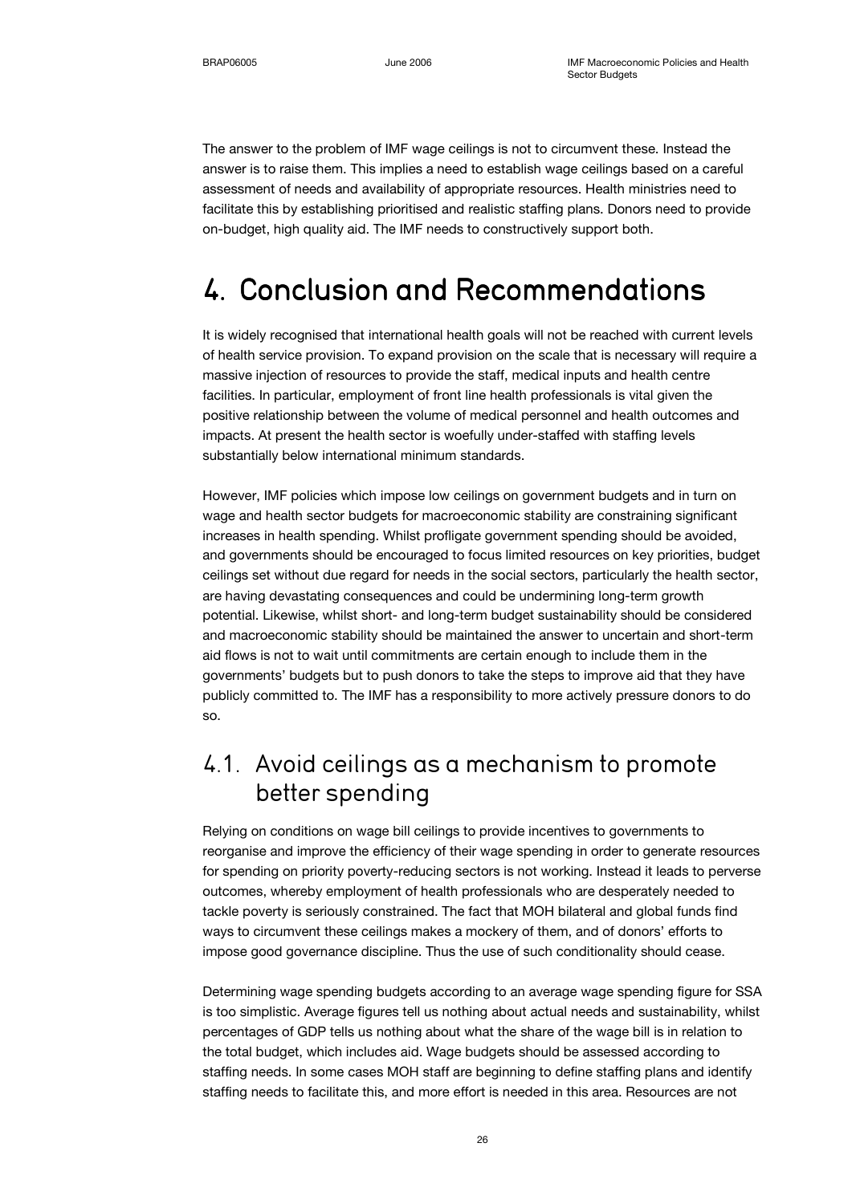The answer to the problem of IMF wage ceilings is not to circumvent these. Instead the answer is to raise them. This implies a need to establish wage ceilings based on a careful assessment of needs and availability of appropriate resources. Health ministries need to facilitate this by establishing prioritised and realistic staffing plans. Donors need to provide on-budget, high quality aid. The IMF needs to constructively support both.

# 4. Conclusion and Recommendations

It is widely recognised that international health goals will not be reached with current levels of health service provision. To expand provision on the scale that is necessary will require a massive injection of resources to provide the staff, medical inputs and health centre facilities. In particular, employment of front line health professionals is vital given the positive relationship between the volume of medical personnel and health outcomes and impacts. At present the health sector is woefully under-staffed with staffing levels substantially below international minimum standards.

However, IMF policies which impose low ceilings on government budgets and in turn on wage and health sector budgets for macroeconomic stability are constraining significant increases in health spending. Whilst profligate government spending should be avoided, and governments should be encouraged to focus limited resources on key priorities, budget ceilings set without due regard for needs in the social sectors, particularly the health sector, are having devastating consequences and could be undermining long-term growth potential. Likewise, whilst short- and long-term budget sustainability should be considered and macroeconomic stability should be maintained the answer to uncertain and short-term aid flows is not to wait until commitments are certain enough to include them in the governments' budgets but to push donors to take the steps to improve aid that they have publicly committed to. The IMF has a responsibility to more actively pressure donors to do so.

## 4.1. Avoid ceilings as a mechanism to promote better spending

Relying on conditions on wage bill ceilings to provide incentives to governments to reorganise and improve the efficiency of their wage spending in order to generate resources for spending on priority poverty-reducing sectors is not working. Instead it leads to perverse outcomes, whereby employment of health professionals who are desperately needed to tackle poverty is seriously constrained. The fact that MOH bilateral and global funds find ways to circumvent these ceilings makes a mockery of them, and of donors' efforts to impose good governance discipline. Thus the use of such conditionality should cease.

Determining wage spending budgets according to an average wage spending figure for SSA is too simplistic. Average figures tell us nothing about actual needs and sustainability, whilst percentages of GDP tells us nothing about what the share of the wage bill is in relation to the total budget, which includes aid. Wage budgets should be assessed according to staffing needs. In some cases MOH staff are beginning to define staffing plans and identify staffing needs to facilitate this, and more effort is needed in this area. Resources are not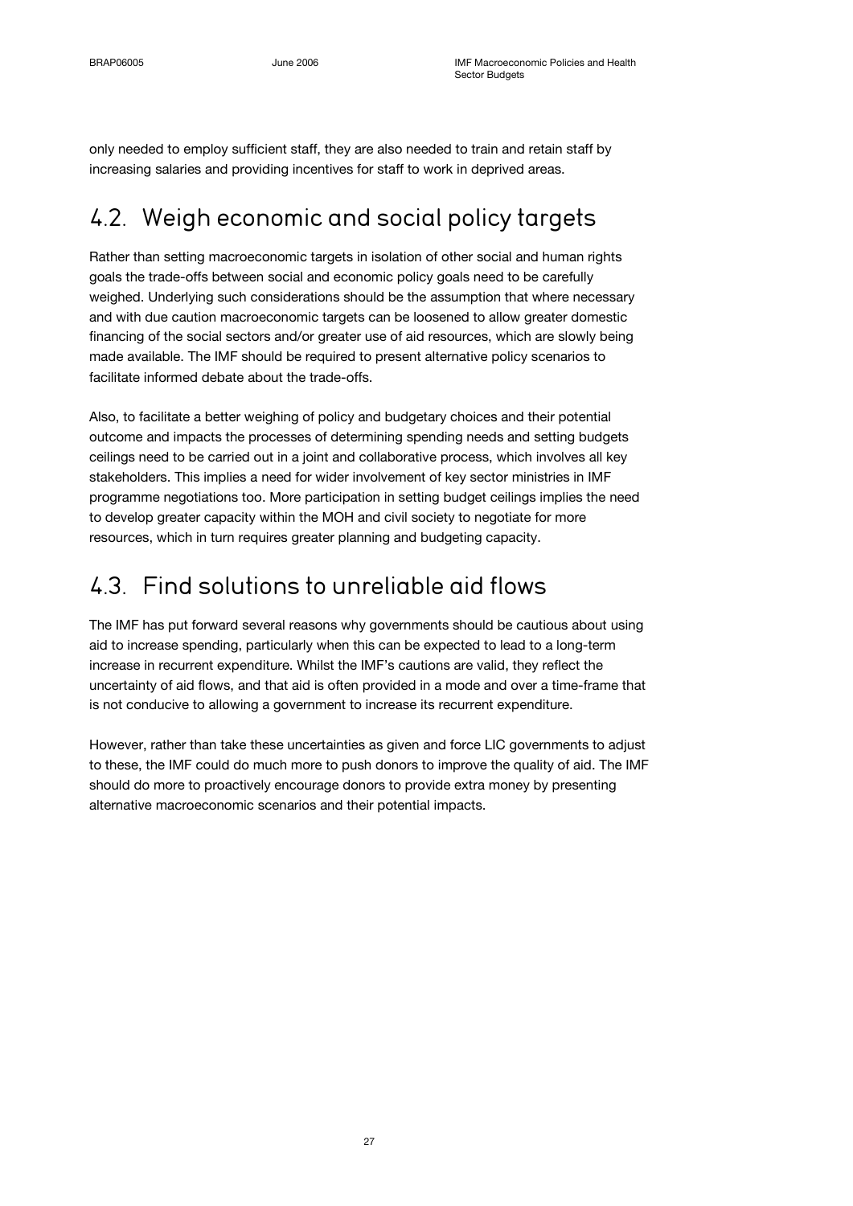only needed to employ sufficient staff, they are also needed to train and retain staff by increasing salaries and providing incentives for staff to work in deprived areas.

## 4.2. Weigh economic and social policy targets

Rather than setting macroeconomic targets in isolation of other social and human rights goals the trade-offs between social and economic policy goals need to be carefully weighed. Underlying such considerations should be the assumption that where necessary and with due caution macroeconomic targets can be loosened to allow greater domestic financing of the social sectors and/or greater use of aid resources, which are slowly being made available. The IMF should be required to present alternative policy scenarios to facilitate informed debate about the trade-offs.

Also, to facilitate a better weighing of policy and budgetary choices and their potential outcome and impacts the processes of determining spending needs and setting budgets ceilings need to be carried out in a joint and collaborative process, which involves all key stakeholders. This implies a need for wider involvement of key sector ministries in IMF programme negotiations too. More participation in setting budget ceilings implies the need to develop greater capacity within the MOH and civil society to negotiate for more resources, which in turn requires greater planning and budgeting capacity.

## 4.3. Find solutions to unreliable aid flows

The IMF has put forward several reasons why governments should be cautious about using aid to increase spending, particularly when this can be expected to lead to a long-term increase in recurrent expenditure. Whilst the IMF's cautions are valid, they reflect the uncertainty of aid flows, and that aid is often provided in a mode and over a time-frame that is not conducive to allowing a government to increase its recurrent expenditure.

However, rather than take these uncertainties as given and force LIC governments to adjust to these, the IMF could do much more to push donors to improve the quality of aid. The IMF should do more to proactively encourage donors to provide extra money by presenting alternative macroeconomic scenarios and their potential impacts.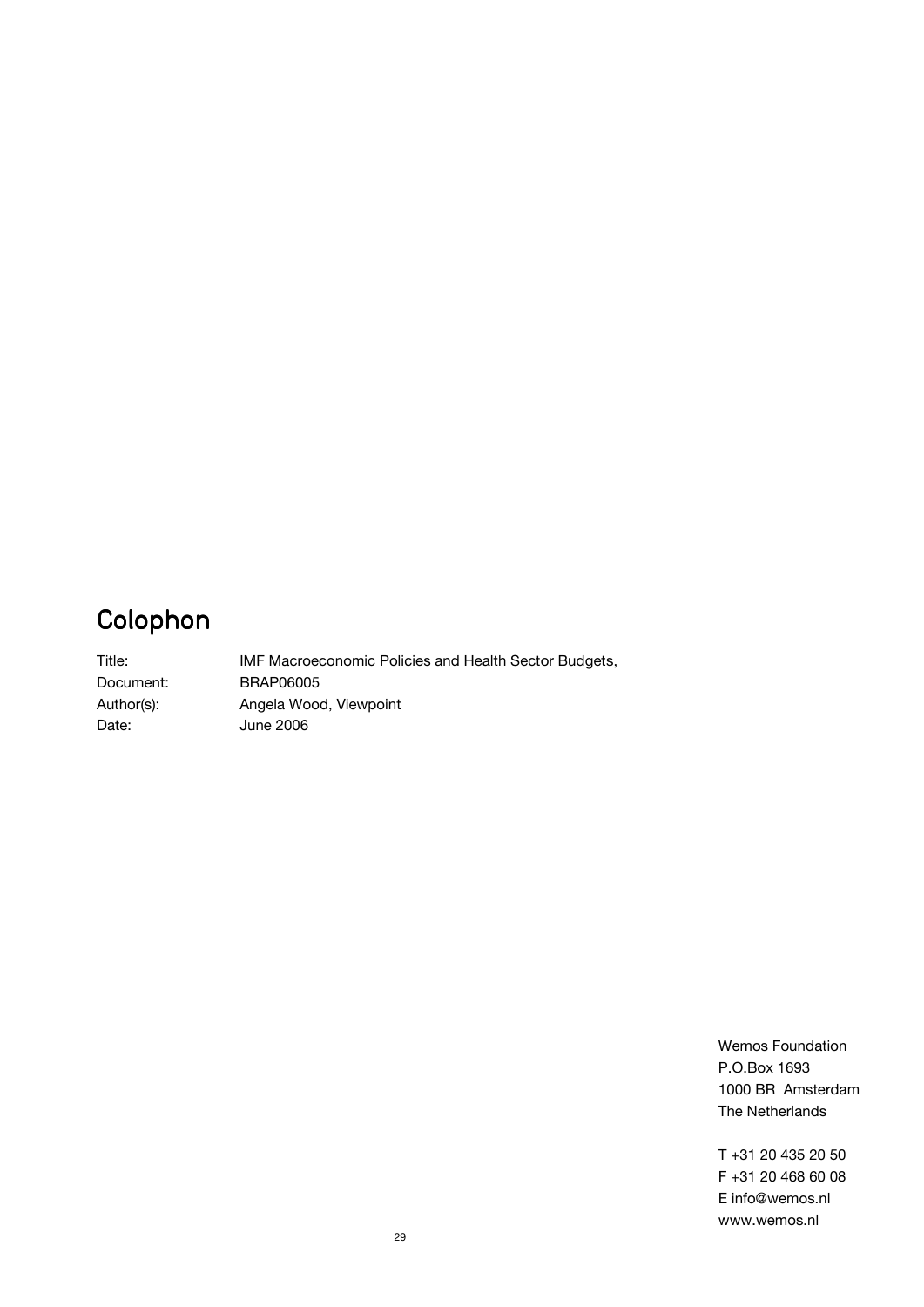# Colophon

| | |
|---|---|
| Title: | IMF Macroeconomic Policies and Health Sector Budgets, |
| Document: | BRAP06005 |
| Author(s): | Angela Wood, Viewpoint |
| Date: | June 2006 |

Wemos Foundation
P.O.Box 1693
1000 BR Amsterdam
The Netherlands

T +31 20 435 20 50
F +31 20 468 60 08
E info@wemos.nl
www.wemos.nl